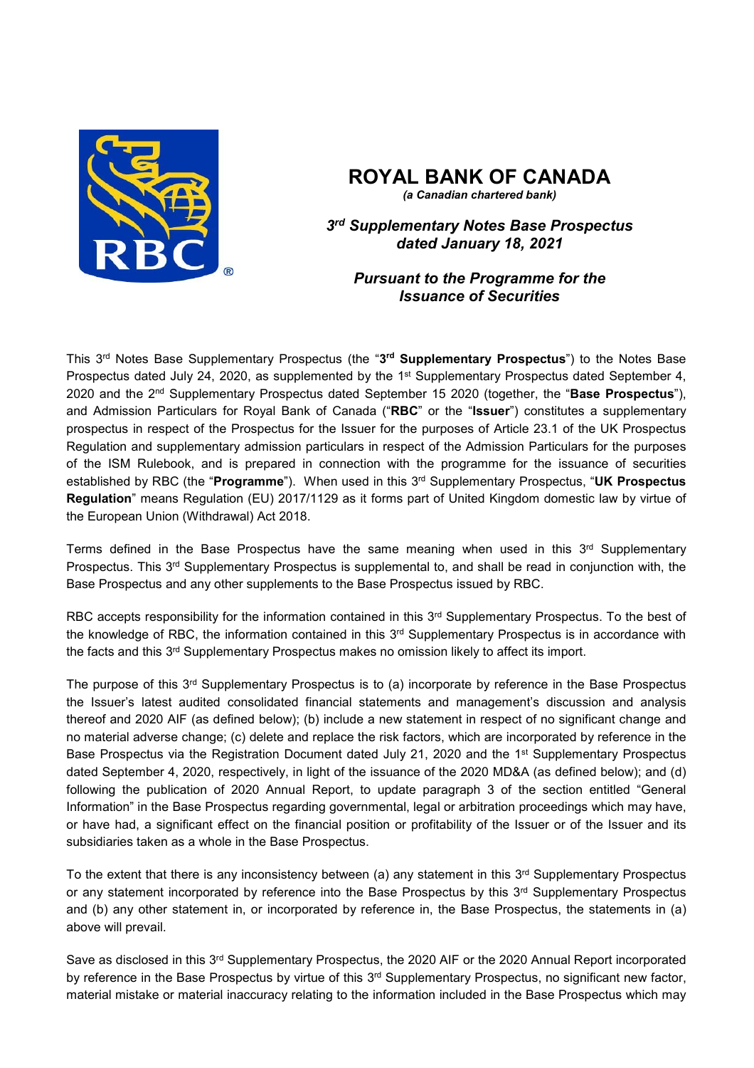# ROYAL BANK OF CANADA

***(a Canadian chartered bank)***

***3rd Supplementary Notes Base Prospectus dated January 18, 2021***

***Pursuant to the Programme for the Issuance of Securities***

This 3rd Notes Base Supplementary Prospectus (the "**3rd Supplementary Prospectus**") to the Notes Base Prospectus dated July 24, 2020, as supplemented by the 1st Supplementary Prospectus dated September 4, 2020 and the 2nd Supplementary Prospectus dated September 15 2020 (together, the "**Base Prospectus**"), and Admission Particulars for Royal Bank of Canada ("**RBC**" or the "**Issuer**") constitutes a supplementary prospectus in respect of the Prospectus for the Issuer for the purposes of Article 23.1 of the UK Prospectus Regulation and supplementary admission particulars in respect of the Admission Particulars for the purposes of the ISM Rulebook, and is prepared in connection with the programme for the issuance of securities established by RBC (the "**Programme**"). When used in this 3rd Supplementary Prospectus, "**UK Prospectus Regulation**" means Regulation (EU) 2017/1129 as it forms part of United Kingdom domestic law by virtue of the European Union (Withdrawal) Act 2018.

Terms defined in the Base Prospectus have the same meaning when used in this 3rd Supplementary Prospectus. This 3rd Supplementary Prospectus is supplemental to, and shall be read in conjunction with, the Base Prospectus and any other supplements to the Base Prospectus issued by RBC.

RBC accepts responsibility for the information contained in this 3rd Supplementary Prospectus. To the best of the knowledge of RBC, the information contained in this 3rd Supplementary Prospectus is in accordance with the facts and this 3rd Supplementary Prospectus makes no omission likely to affect its import.

The purpose of this 3rd Supplementary Prospectus is to (a) incorporate by reference in the Base Prospectus the Issuer's latest audited consolidated financial statements and management's discussion and analysis thereof and 2020 AIF (as defined below); (b) include a new statement in respect of no significant change and no material adverse change; (c) delete and replace the risk factors, which are incorporated by reference in the Base Prospectus via the Registration Document dated July 21, 2020 and the 1st Supplementary Prospectus dated September 4, 2020, respectively, in light of the issuance of the 2020 MD&A (as defined below); and (d) following the publication of 2020 Annual Report, to update paragraph 3 of the section entitled "General Information" in the Base Prospectus regarding governmental, legal or arbitration proceedings which may have, or have had, a significant effect on the financial position or profitability of the Issuer or of the Issuer and its subsidiaries taken as a whole in the Base Prospectus.

To the extent that there is any inconsistency between (a) any statement in this 3rd Supplementary Prospectus or any statement incorporated by reference into the Base Prospectus by this 3rd Supplementary Prospectus and (b) any other statement in, or incorporated by reference in, the Base Prospectus, the statements in (a) above will prevail.

Save as disclosed in this 3rd Supplementary Prospectus, the 2020 AIF or the 2020 Annual Report incorporated by reference in the Base Prospectus by virtue of this 3rd Supplementary Prospectus, no significant new factor, material mistake or material inaccuracy relating to the information included in the Base Prospectus which may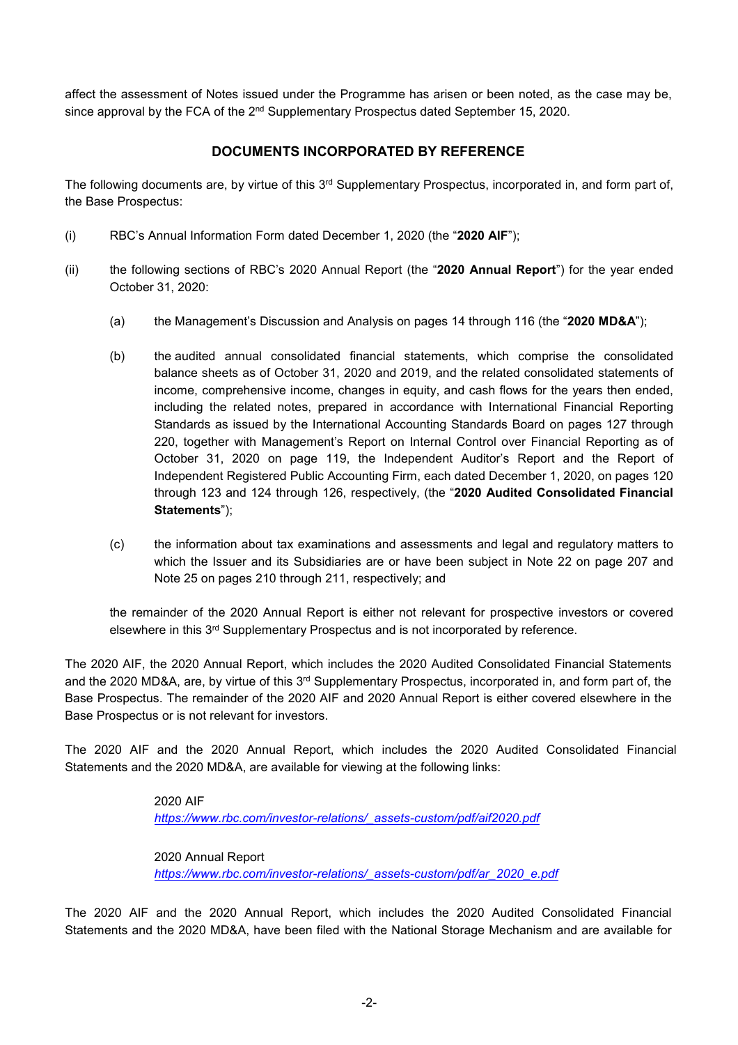affect the assessment of Notes issued under the Programme has arisen or been noted, as the case may be, since approval by the FCA of the 2nd Supplementary Prospectus dated September 15, 2020.

## DOCUMENTS INCORPORATED BY REFERENCE

The following documents are, by virtue of this 3rd Supplementary Prospectus, incorporated in, and form part of, the Base Prospectus:

(i) RBC's Annual Information Form dated December 1, 2020 (the "**2020 AIF**");

(ii) the following sections of RBC's 2020 Annual Report (the "**2020 Annual Report**") for the year ended October 31, 2020:

(a) the Management's Discussion and Analysis on pages 14 through 116 (the "**2020 MD&A**");

(b) the audited annual consolidated financial statements, which comprise the consolidated balance sheets as of October 31, 2020 and 2019, and the related consolidated statements of income, comprehensive income, changes in equity, and cash flows for the years then ended, including the related notes, prepared in accordance with International Financial Reporting Standards as issued by the International Accounting Standards Board on pages 127 through 220, together with Management's Report on Internal Control over Financial Reporting as of October 31, 2020 on page 119, the Independent Auditor's Report and the Report of Independent Registered Public Accounting Firm, each dated December 1, 2020, on pages 120 through 123 and 124 through 126, respectively, (the "**2020 Audited Consolidated Financial Statements**");

(c) the information about tax examinations and assessments and legal and regulatory matters to which the Issuer and its Subsidiaries are or have been subject in Note 22 on page 207 and Note 25 on pages 210 through 211, respectively; and

the remainder of the 2020 Annual Report is either not relevant for prospective investors or covered elsewhere in this 3rd Supplementary Prospectus and is not incorporated by reference.

The 2020 AIF, the 2020 Annual Report, which includes the 2020 Audited Consolidated Financial Statements and the 2020 MD&A, are, by virtue of this 3rd Supplementary Prospectus, incorporated in, and form part of, the Base Prospectus. The remainder of the 2020 AIF and 2020 Annual Report is either covered elsewhere in the Base Prospectus or is not relevant for investors.

The 2020 AIF and the 2020 Annual Report, which includes the 2020 Audited Consolidated Financial Statements and the 2020 MD&A, are available for viewing at the following links:

2020 AIF
*https://www.rbc.com/investor-relations/_assets-custom/pdf/aif2020.pdf*

2020 Annual Report
*https://www.rbc.com/investor-relations/_assets-custom/pdf/ar_2020_e.pdf*

The 2020 AIF and the 2020 Annual Report, which includes the 2020 Audited Consolidated Financial Statements and the 2020 MD&A, have been filed with the National Storage Mechanism and are available for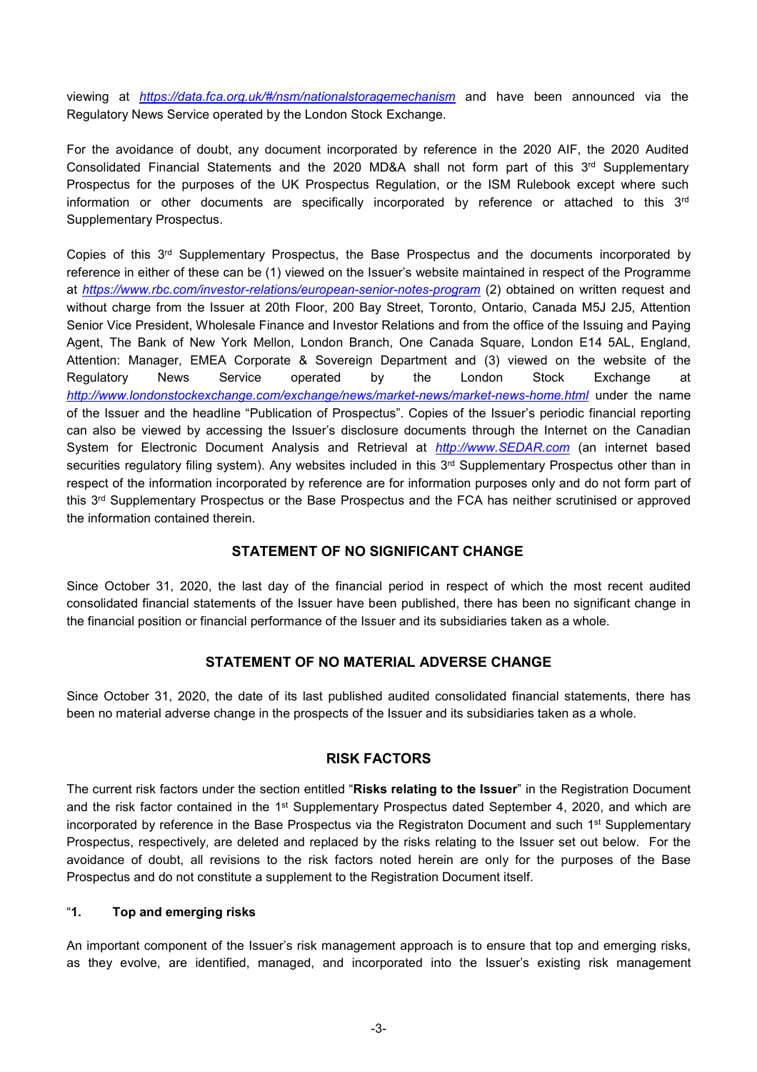viewing at *https://data.fca.org.uk/#/nsm/nationalstoragemechanism* and have been announced via the Regulatory News Service operated by the London Stock Exchange.

For the avoidance of doubt, any document incorporated by reference in the 2020 AIF, the 2020 Audited Consolidated Financial Statements and the 2020 MD&A shall not form part of this 3rd Supplementary Prospectus for the purposes of the UK Prospectus Regulation, or the ISM Rulebook except where such information or other documents are specifically incorporated by reference or attached to this 3rd Supplementary Prospectus.

Copies of this 3rd Supplementary Prospectus, the Base Prospectus and the documents incorporated by reference in either of these can be (1) viewed on the Issuer's website maintained in respect of the Programme at *https://www.rbc.com/investor-relations/european-senior-notes-program* (2) obtained on written request and without charge from the Issuer at 20th Floor, 200 Bay Street, Toronto, Ontario, Canada M5J 2J5, Attention Senior Vice President, Wholesale Finance and Investor Relations and from the office of the Issuing and Paying Agent, The Bank of New York Mellon, London Branch, One Canada Square, London E14 5AL, England, Attention: Manager, EMEA Corporate & Sovereign Department and (3) viewed on the website of the Regulatory News Service operated by the London Stock Exchange at *http://www.londonstockexchange.com/exchange/news/market-news/market-news-home.html* under the name of the Issuer and the headline "Publication of Prospectus". Copies of the Issuer's periodic financial reporting can also be viewed by accessing the Issuer's disclosure documents through the Internet on the Canadian System for Electronic Document Analysis and Retrieval at *http://www.SEDAR.com* (an internet based securities regulatory filing system). Any websites included in this 3rd Supplementary Prospectus other than in respect of the information incorporated by reference are for information purposes only and do not form part of this 3rd Supplementary Prospectus or the Base Prospectus and the FCA has neither scrutinised or approved the information contained therein.

## STATEMENT OF NO SIGNIFICANT CHANGE

Since October 31, 2020, the last day of the financial period in respect of which the most recent audited consolidated financial statements of the Issuer have been published, there has been no significant change in the financial position or financial performance of the Issuer and its subsidiaries taken as a whole.

## STATEMENT OF NO MATERIAL ADVERSE CHANGE

Since October 31, 2020, the date of its last published audited consolidated financial statements, there has been no material adverse change in the prospects of the Issuer and its subsidiaries taken as a whole.

## RISK FACTORS

The current risk factors under the section entitled "**Risks relating to the Issuer**" in the Registration Document and the risk factor contained in the 1st Supplementary Prospectus dated September 4, 2020, and which are incorporated by reference in the Base Prospectus via the Registraton Document and such 1st Supplementary Prospectus, respectively, are deleted and replaced by the risks relating to the Issuer set out below. For the avoidance of doubt, all revisions to the risk factors noted herein are only for the purposes of the Base Prospectus and do not constitute a supplement to the Registration Document itself.

"**1. Top and emerging risks**

An important component of the Issuer's risk management approach is to ensure that top and emerging risks, as they evolve, are identified, managed, and incorporated into the Issuer's existing risk management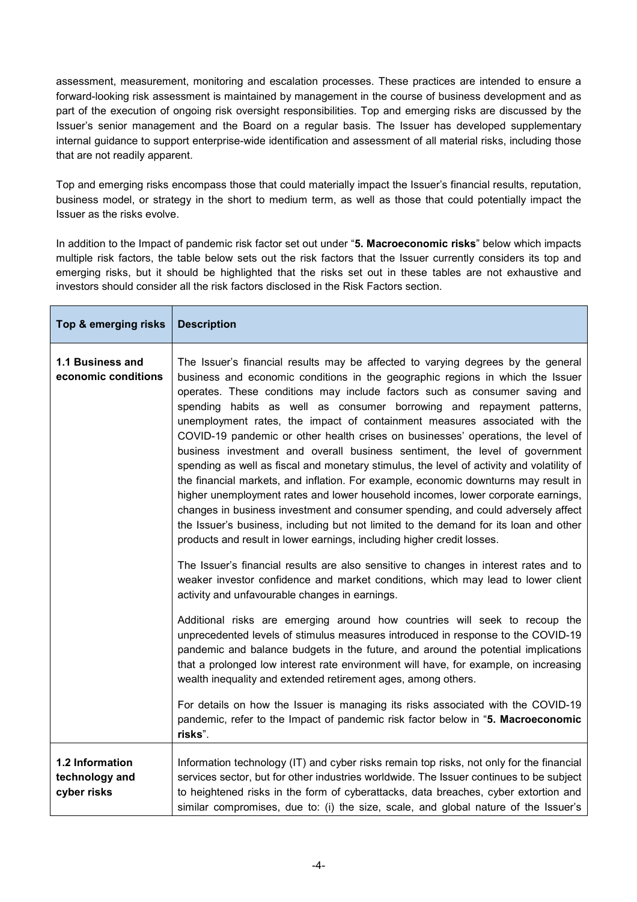assessment, measurement, monitoring and escalation processes. These practices are intended to ensure a forward-looking risk assessment is maintained by management in the course of business development and as part of the execution of ongoing risk oversight responsibilities. Top and emerging risks are discussed by the Issuer's senior management and the Board on a regular basis. The Issuer has developed supplementary internal guidance to support enterprise-wide identification and assessment of all material risks, including those that are not readily apparent.

Top and emerging risks encompass those that could materially impact the Issuer's financial results, reputation, business model, or strategy in the short to medium term, as well as those that could potentially impact the Issuer as the risks evolve.

In addition to the Impact of pandemic risk factor set out under "**5. Macroeconomic risks**" below which impacts multiple risk factors, the table below sets out the risk factors that the Issuer currently considers its top and emerging risks, but it should be highlighted that the risks set out in these tables are not exhaustive and investors should consider all the risk factors disclosed in the Risk Factors section.

| Top & emerging risks | Description |
|---|---|
| **1.1 Business and economic conditions** | The Issuer's financial results may be affected to varying degrees by the general business and economic conditions in the geographic regions in which the Issuer operates. These conditions may include factors such as consumer saving and spending habits as well as consumer borrowing and repayment patterns, unemployment rates, the impact of containment measures associated with the COVID-19 pandemic or other health crises on businesses' operations, the level of business investment and overall business sentiment, the level of government spending as well as fiscal and monetary stimulus, the level of activity and volatility of the financial markets, and inflation. For example, economic downturns may result in higher unemployment rates and lower household incomes, lower corporate earnings, changes in business investment and consumer spending, and could adversely affect the Issuer's business, including but not limited to the demand for its loan and other products and result in lower earnings, including higher credit losses.<br><br>The Issuer's financial results are also sensitive to changes in interest rates and to weaker investor confidence and market conditions, which may lead to lower client activity and unfavourable changes in earnings.<br><br>Additional risks are emerging around how countries will seek to recoup the unprecedented levels of stimulus measures introduced in response to the COVID-19 pandemic and balance budgets in the future, and around the potential implications that a prolonged low interest rate environment will have, for example, on increasing wealth inequality and extended retirement ages, among others.<br><br>For details on how the Issuer is managing its risks associated with the COVID-19 pandemic, refer to the Impact of pandemic risk factor below in "**5. Macroeconomic risks**". |
| **1.2 Information technology and cyber risks** | Information technology (IT) and cyber risks remain top risks, not only for the financial services sector, but for other industries worldwide. The Issuer continues to be subject to heightened risks in the form of cyberattacks, data breaches, cyber extortion and similar compromises, due to: (i) the size, scale, and global nature of the Issuer's |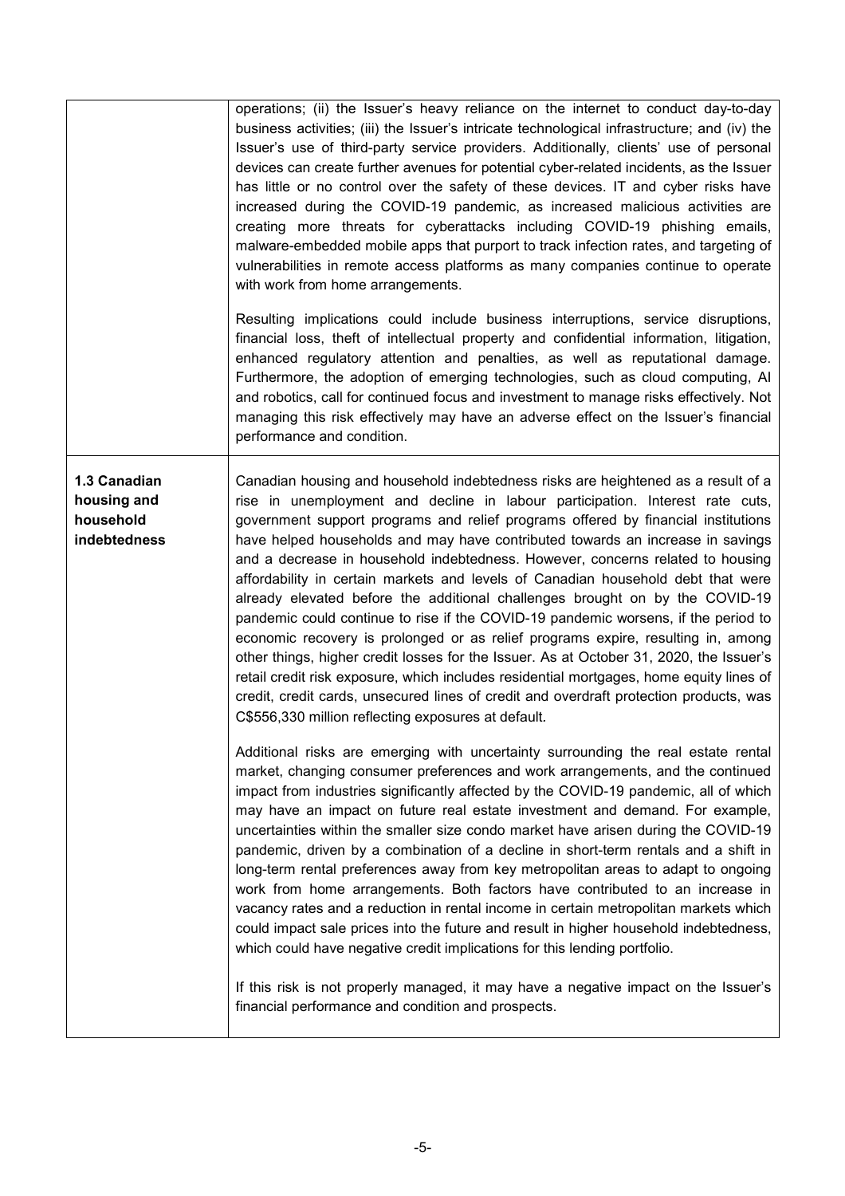| | |
|---|---|
| | operations; (ii) the Issuer's heavy reliance on the internet to conduct day-to-day business activities; (iii) the Issuer's intricate technological infrastructure; and (iv) the Issuer's use of third-party service providers. Additionally, clients' use of personal devices can create further avenues for potential cyber-related incidents, as the Issuer has little or no control over the safety of these devices. IT and cyber risks have increased during the COVID-19 pandemic, as increased malicious activities are creating more threats for cyberattacks including COVID-19 phishing emails, malware-embedded mobile apps that purport to track infection rates, and targeting of vulnerabilities in remote access platforms as many companies continue to operate with work from home arrangements.<br><br>Resulting implications could include business interruptions, service disruptions, financial loss, theft of intellectual property and confidential information, litigation, enhanced regulatory attention and penalties, as well as reputational damage. Furthermore, the adoption of emerging technologies, such as cloud computing, AI and robotics, call for continued focus and investment to manage risks effectively. Not managing this risk effectively may have an adverse effect on the Issuer's financial performance and condition. |
| **1.3 Canadian housing and household indebtedness** | Canadian housing and household indebtedness risks are heightened as a result of a rise in unemployment and decline in labour participation. Interest rate cuts, government support programs and relief programs offered by financial institutions have helped households and may have contributed towards an increase in savings and a decrease in household indebtedness. However, concerns related to housing affordability in certain markets and levels of Canadian household debt that were already elevated before the additional challenges brought on by the COVID-19 pandemic could continue to rise if the COVID-19 pandemic worsens, if the period to economic recovery is prolonged or as relief programs expire, resulting in, among other things, higher credit losses for the Issuer. As at October 31, 2020, the Issuer's retail credit risk exposure, which includes residential mortgages, home equity lines of credit, credit cards, unsecured lines of credit and overdraft protection products, was C$556,330 million reflecting exposures at default.<br><br>Additional risks are emerging with uncertainty surrounding the real estate rental market, changing consumer preferences and work arrangements, and the continued impact from industries significantly affected by the COVID-19 pandemic, all of which may have an impact on future real estate investment and demand. For example, uncertainties within the smaller size condo market have arisen during the COVID-19 pandemic, driven by a combination of a decline in short-term rentals and a shift in long-term rental preferences away from key metropolitan areas to adapt to ongoing work from home arrangements. Both factors have contributed to an increase in vacancy rates and a reduction in rental income in certain metropolitan markets which could impact sale prices into the future and result in higher household indebtedness, which could have negative credit implications for this lending portfolio.<br><br>If this risk is not properly managed, it may have a negative impact on the Issuer's financial performance and condition and prospects. |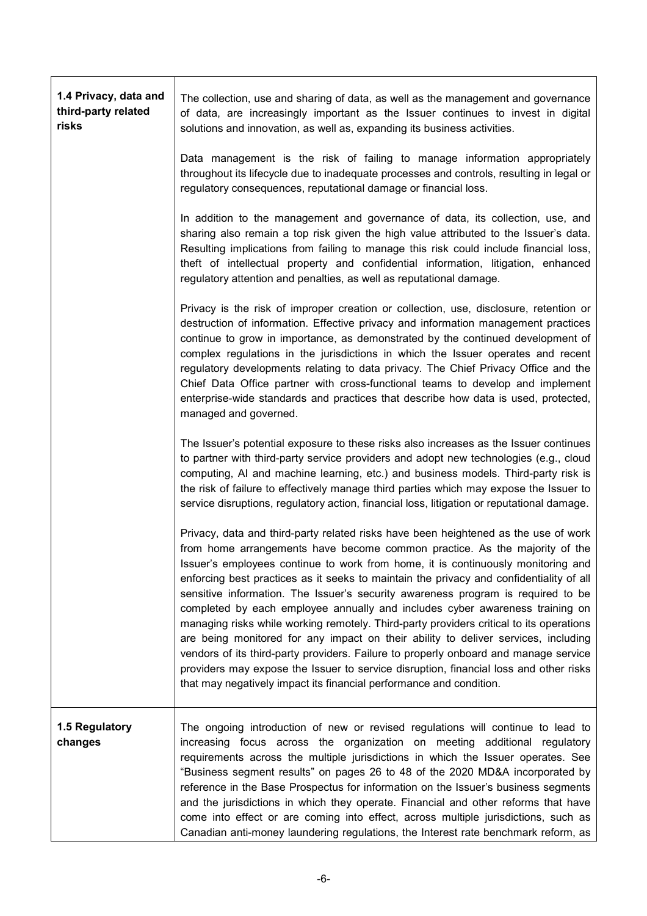| | |
|---|---|
| **1.4 Privacy, data and third-party related risks** | The collection, use and sharing of data, as well as the management and governance of data, are increasingly important as the Issuer continues to invest in digital solutions and innovation, as well as, expanding its business activities.<br><br>Data management is the risk of failing to manage information appropriately throughout its lifecycle due to inadequate processes and controls, resulting in legal or regulatory consequences, reputational damage or financial loss.<br><br>In addition to the management and governance of data, its collection, use, and sharing also remain a top risk given the high value attributed to the Issuer's data. Resulting implications from failing to manage this risk could include financial loss, theft of intellectual property and confidential information, litigation, enhanced regulatory attention and penalties, as well as reputational damage.<br><br>Privacy is the risk of improper creation or collection, use, disclosure, retention or destruction of information. Effective privacy and information management practices continue to grow in importance, as demonstrated by the continued development of complex regulations in the jurisdictions in which the Issuer operates and recent regulatory developments relating to data privacy. The Chief Privacy Office and the Chief Data Office partner with cross-functional teams to develop and implement enterprise-wide standards and practices that describe how data is used, protected, managed and governed.<br><br>The Issuer's potential exposure to these risks also increases as the Issuer continues to partner with third-party service providers and adopt new technologies (e.g., cloud computing, AI and machine learning, etc.) and business models. Third-party risk is the risk of failure to effectively manage third parties which may expose the Issuer to service disruptions, regulatory action, financial loss, litigation or reputational damage.<br><br>Privacy, data and third-party related risks have been heightened as the use of work from home arrangements have become common practice. As the majority of the Issuer's employees continue to work from home, it is continuously monitoring and enforcing best practices as it seeks to maintain the privacy and confidentiality of all sensitive information. The Issuer's security awareness program is required to be completed by each employee annually and includes cyber awareness training on managing risks while working remotely. Third-party providers critical to its operations are being monitored for any impact on their ability to deliver services, including vendors of its third-party providers. Failure to properly onboard and manage service providers may expose the Issuer to service disruption, financial loss and other risks that may negatively impact its financial performance and condition. |
| **1.5 Regulatory changes** | The ongoing introduction of new or revised regulations will continue to lead to increasing focus across the organization on meeting additional regulatory requirements across the multiple jurisdictions in which the Issuer operates. See "Business segment results" on pages 26 to 48 of the 2020 MD&A incorporated by reference in the Base Prospectus for information on the Issuer's business segments and the jurisdictions in which they operate. Financial and other reforms that have come into effect or are coming into effect, across multiple jurisdictions, such as Canadian anti-money laundering regulations, the Interest rate benchmark reform, as |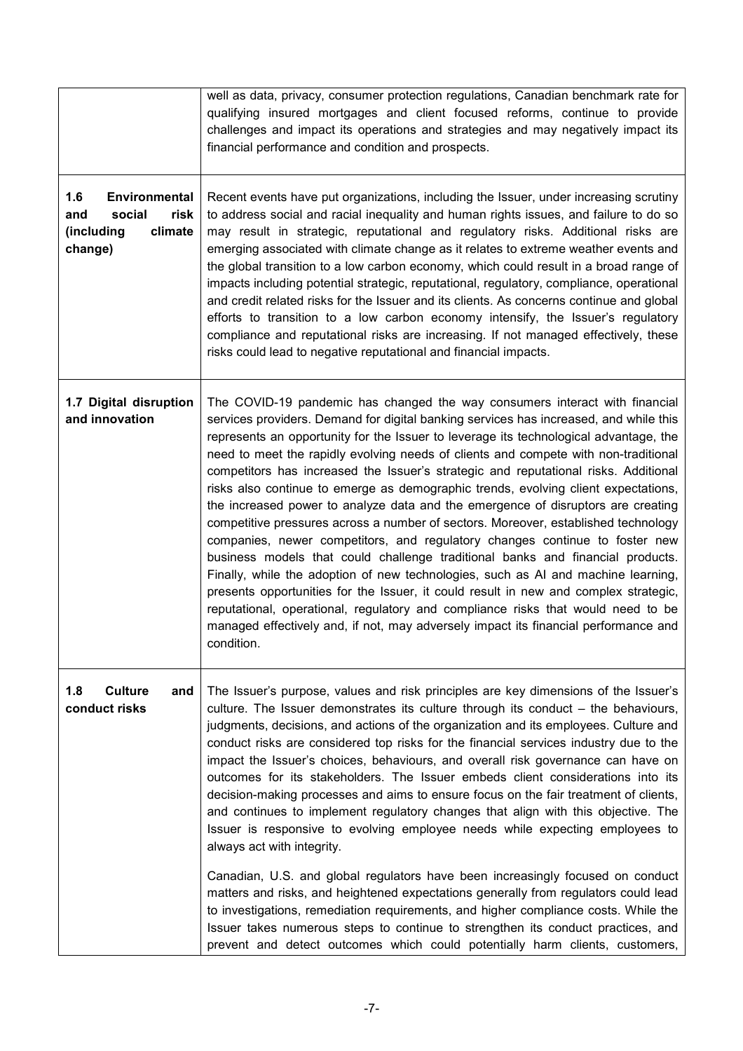| | |
|---|---|
| | well as data, privacy, consumer protection regulations, Canadian benchmark rate for qualifying insured mortgages and client focused reforms, continue to provide challenges and impact its operations and strategies and may negatively impact its financial performance and condition and prospects. |
| **1.6 Environmental and social risk (including climate change)** | Recent events have put organizations, including the Issuer, under increasing scrutiny to address social and racial inequality and human rights issues, and failure to do so may result in strategic, reputational and regulatory risks. Additional risks are emerging associated with climate change as it relates to extreme weather events and the global transition to a low carbon economy, which could result in a broad range of impacts including potential strategic, reputational, regulatory, compliance, operational and credit related risks for the Issuer and its clients. As concerns continue and global efforts to transition to a low carbon economy intensify, the Issuer's regulatory compliance and reputational risks are increasing. If not managed effectively, these risks could lead to negative reputational and financial impacts. |
| **1.7 Digital disruption and innovation** | The COVID-19 pandemic has changed the way consumers interact with financial services providers. Demand for digital banking services has increased, and while this represents an opportunity for the Issuer to leverage its technological advantage, the need to meet the rapidly evolving needs of clients and compete with non-traditional competitors has increased the Issuer's strategic and reputational risks. Additional risks also continue to emerge as demographic trends, evolving client expectations, the increased power to analyze data and the emergence of disruptors are creating competitive pressures across a number of sectors. Moreover, established technology companies, newer competitors, and regulatory changes continue to foster new business models that could challenge traditional banks and financial products. Finally, while the adoption of new technologies, such as AI and machine learning, presents opportunities for the Issuer, it could result in new and complex strategic, reputational, operational, regulatory and compliance risks that would need to be managed effectively and, if not, may adversely impact its financial performance and condition. |
| **1.8 Culture and conduct risks** | The Issuer's purpose, values and risk principles are key dimensions of the Issuer's culture. The Issuer demonstrates its culture through its conduct – the behaviours, judgments, decisions, and actions of the organization and its employees. Culture and conduct risks are considered top risks for the financial services industry due to the impact the Issuer's choices, behaviours, and overall risk governance can have on outcomes for its stakeholders. The Issuer embeds client considerations into its decision-making processes and aims to ensure focus on the fair treatment of clients, and continues to implement regulatory changes that align with this objective. The Issuer is responsive to evolving employee needs while expecting employees to always act with integrity.<br><br>Canadian, U.S. and global regulators have been increasingly focused on conduct matters and risks, and heightened expectations generally from regulators could lead to investigations, remediation requirements, and higher compliance costs. While the Issuer takes numerous steps to continue to strengthen its conduct practices, and prevent and detect outcomes which could potentially harm clients, customers, |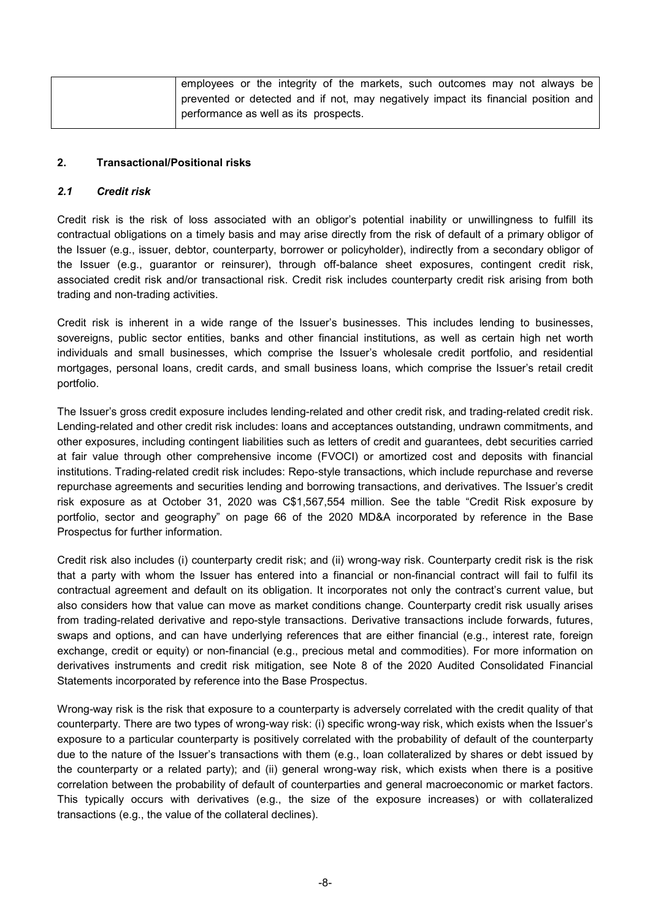| | employees or the integrity of the markets, such outcomes may not always be prevented or detected and if not, may negatively impact its financial position and performance as well as its prospects. |
|---|---|

## 2. Transactional/Positional risks

### *2.1 Credit risk*

Credit risk is the risk of loss associated with an obligor's potential inability or unwillingness to fulfill its contractual obligations on a timely basis and may arise directly from the risk of default of a primary obligor of the Issuer (e.g., issuer, debtor, counterparty, borrower or policyholder), indirectly from a secondary obligor of the Issuer (e.g., guarantor or reinsurer), through off-balance sheet exposures, contingent credit risk, associated credit risk and/or transactional risk. Credit risk includes counterparty credit risk arising from both trading and non-trading activities.

Credit risk is inherent in a wide range of the Issuer's businesses. This includes lending to businesses, sovereigns, public sector entities, banks and other financial institutions, as well as certain high net worth individuals and small businesses, which comprise the Issuer's wholesale credit portfolio, and residential mortgages, personal loans, credit cards, and small business loans, which comprise the Issuer's retail credit portfolio.

The Issuer's gross credit exposure includes lending-related and other credit risk, and trading-related credit risk. Lending-related and other credit risk includes: loans and acceptances outstanding, undrawn commitments, and other exposures, including contingent liabilities such as letters of credit and guarantees, debt securities carried at fair value through other comprehensive income (FVOCI) or amortized cost and deposits with financial institutions. Trading-related credit risk includes: Repo-style transactions, which include repurchase and reverse repurchase agreements and securities lending and borrowing transactions, and derivatives. The Issuer's credit risk exposure as at October 31, 2020 was C$1,567,554 million. See the table "Credit Risk exposure by portfolio, sector and geography" on page 66 of the 2020 MD&A incorporated by reference in the Base Prospectus for further information.

Credit risk also includes (i) counterparty credit risk; and (ii) wrong-way risk. Counterparty credit risk is the risk that a party with whom the Issuer has entered into a financial or non-financial contract will fail to fulfil its contractual agreement and default on its obligation. It incorporates not only the contract's current value, but also considers how that value can move as market conditions change. Counterparty credit risk usually arises from trading-related derivative and repo-style transactions. Derivative transactions include forwards, futures, swaps and options, and can have underlying references that are either financial (e.g., interest rate, foreign exchange, credit or equity) or non-financial (e.g., precious metal and commodities). For more information on derivatives instruments and credit risk mitigation, see Note 8 of the 2020 Audited Consolidated Financial Statements incorporated by reference into the Base Prospectus.

Wrong-way risk is the risk that exposure to a counterparty is adversely correlated with the credit quality of that counterparty. There are two types of wrong-way risk: (i) specific wrong-way risk, which exists when the Issuer's exposure to a particular counterparty is positively correlated with the probability of default of the counterparty due to the nature of the Issuer's transactions with them (e.g., loan collateralized by shares or debt issued by the counterparty or a related party); and (ii) general wrong-way risk, which exists when there is a positive correlation between the probability of default of counterparties and general macroeconomic or market factors. This typically occurs with derivatives (e.g., the size of the exposure increases) or with collateralized transactions (e.g., the value of the collateral declines).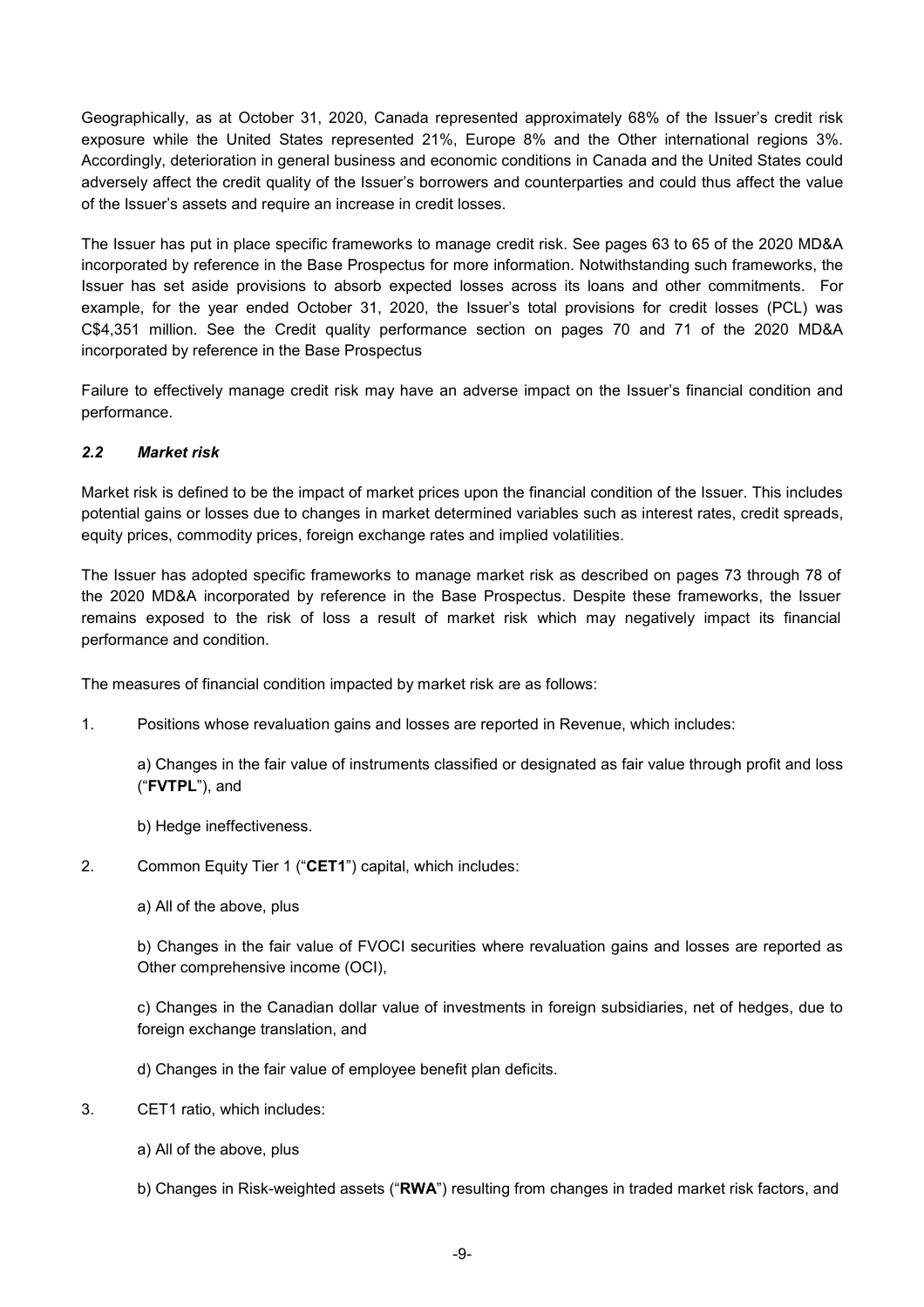Geographically, as at October 31, 2020, Canada represented approximately 68% of the Issuer's credit risk exposure while the United States represented 21%, Europe 8% and the Other international regions 3%. Accordingly, deterioration in general business and economic conditions in Canada and the United States could adversely affect the credit quality of the Issuer's borrowers and counterparties and could thus affect the value of the Issuer's assets and require an increase in credit losses.

The Issuer has put in place specific frameworks to manage credit risk. See pages 63 to 65 of the 2020 MD&A incorporated by reference in the Base Prospectus for more information. Notwithstanding such frameworks, the Issuer has set aside provisions to absorb expected losses across its loans and other commitments. For example, for the year ended October 31, 2020, the Issuer's total provisions for credit losses (PCL) was C$4,351 million. See the Credit quality performance section on pages 70 and 71 of the 2020 MD&A incorporated by reference in the Base Prospectus

Failure to effectively manage credit risk may have an adverse impact on the Issuer's financial condition and performance.

### *2.2 Market risk*

Market risk is defined to be the impact of market prices upon the financial condition of the Issuer. This includes potential gains or losses due to changes in market determined variables such as interest rates, credit spreads, equity prices, commodity prices, foreign exchange rates and implied volatilities.

The Issuer has adopted specific frameworks to manage market risk as described on pages 73 through 78 of the 2020 MD&A incorporated by reference in the Base Prospectus. Despite these frameworks, the Issuer remains exposed to the risk of loss a result of market risk which may negatively impact its financial performance and condition.

The measures of financial condition impacted by market risk are as follows:

1. Positions whose revaluation gains and losses are reported in Revenue, which includes:

   a) Changes in the fair value of instruments classified or designated as fair value through profit and loss ("**FVTPL**"), and

   b) Hedge ineffectiveness.

2. Common Equity Tier 1 ("**CET1**") capital, which includes:

   a) All of the above, plus

   b) Changes in the fair value of FVOCI securities where revaluation gains and losses are reported as Other comprehensive income (OCI),

   c) Changes in the Canadian dollar value of investments in foreign subsidiaries, net of hedges, due to foreign exchange translation, and

   d) Changes in the fair value of employee benefit plan deficits.

3. CET1 ratio, which includes:

   a) All of the above, plus

   b) Changes in Risk-weighted assets ("**RWA**") resulting from changes in traded market risk factors, and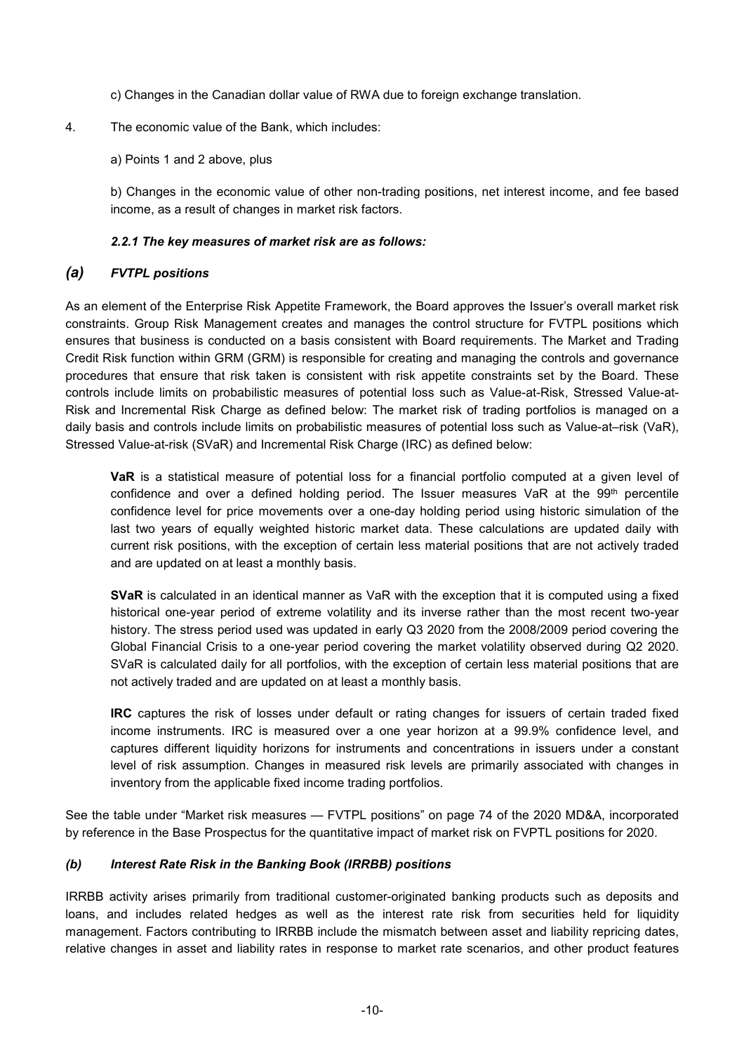c) Changes in the Canadian dollar value of RWA due to foreign exchange translation.

4. The economic value of the Bank, which includes:

    a) Points 1 and 2 above, plus

    b) Changes in the economic value of other non-trading positions, net interest income, and fee based income, as a result of changes in market risk factors.

#### *2.2.1 The key measures of market risk are as follows:*

### *(a) FVTPL positions*

As an element of the Enterprise Risk Appetite Framework, the Board approves the Issuer's overall market risk constraints. Group Risk Management creates and manages the control structure for FVTPL positions which ensures that business is conducted on a basis consistent with Board requirements. The Market and Trading Credit Risk function within GRM (GRM) is responsible for creating and managing the controls and governance procedures that ensure that risk taken is consistent with risk appetite constraints set by the Board. These controls include limits on probabilistic measures of potential loss such as Value-at-Risk, Stressed Value-at-Risk and Incremental Risk Charge as defined below: The market risk of trading portfolios is managed on a daily basis and controls include limits on probabilistic measures of potential loss such as Value-at–risk (VaR), Stressed Value-at-risk (SVaR) and Incremental Risk Charge (IRC) as defined below:

> **VaR** is a statistical measure of potential loss for a financial portfolio computed at a given level of confidence and over a defined holding period. The Issuer measures VaR at the 99th percentile confidence level for price movements over a one-day holding period using historic simulation of the last two years of equally weighted historic market data. These calculations are updated daily with current risk positions, with the exception of certain less material positions that are not actively traded and are updated on at least a monthly basis.
>
> **SVaR** is calculated in an identical manner as VaR with the exception that it is computed using a fixed historical one-year period of extreme volatility and its inverse rather than the most recent two-year history. The stress period used was updated in early Q3 2020 from the 2008/2009 period covering the Global Financial Crisis to a one-year period covering the market volatility observed during Q2 2020. SVaR is calculated daily for all portfolios, with the exception of certain less material positions that are not actively traded and are updated on at least a monthly basis.
>
> **IRC** captures the risk of losses under default or rating changes for issuers of certain traded fixed income instruments. IRC is measured over a one year horizon at a 99.9% confidence level, and captures different liquidity horizons for instruments and concentrations in issuers under a constant level of risk assumption. Changes in measured risk levels are primarily associated with changes in inventory from the applicable fixed income trading portfolios.

See the table under "Market risk measures — FVTPL positions" on page 74 of the 2020 MD&A, incorporated by reference in the Base Prospectus for the quantitative impact of market risk on FVPTL positions for 2020.

### *(b) Interest Rate Risk in the Banking Book (IRRBB) positions*

IRRBB activity arises primarily from traditional customer-originated banking products such as deposits and loans, and includes related hedges as well as the interest rate risk from securities held for liquidity management. Factors contributing to IRRBB include the mismatch between asset and liability repricing dates, relative changes in asset and liability rates in response to market rate scenarios, and other product features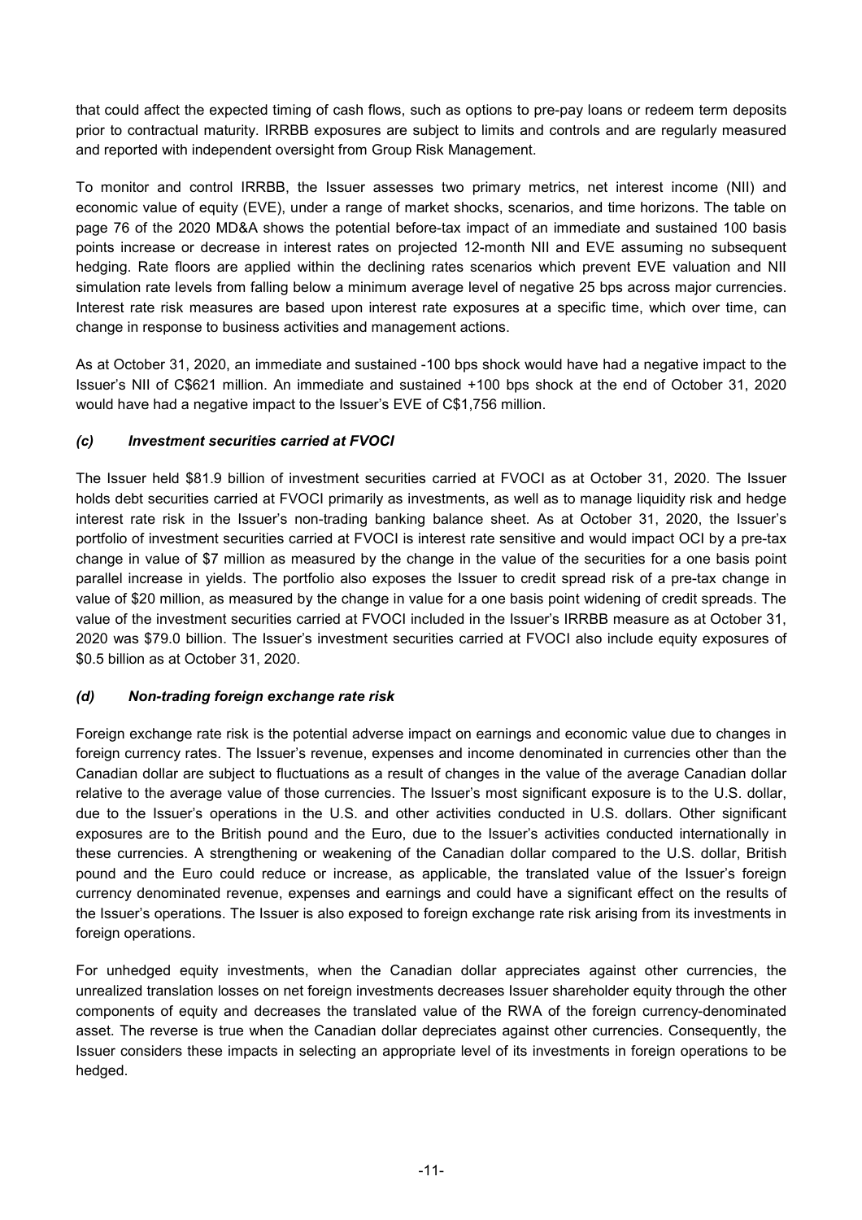that could affect the expected timing of cash flows, such as options to pre-pay loans or redeem term deposits prior to contractual maturity. IRRBB exposures are subject to limits and controls and are regularly measured and reported with independent oversight from Group Risk Management.

To monitor and control IRRBB, the Issuer assesses two primary metrics, net interest income (NII) and economic value of equity (EVE), under a range of market shocks, scenarios, and time horizons. The table on page 76 of the 2020 MD&A shows the potential before-tax impact of an immediate and sustained 100 basis points increase or decrease in interest rates on projected 12-month NII and EVE assuming no subsequent hedging. Rate floors are applied within the declining rates scenarios which prevent EVE valuation and NII simulation rate levels from falling below a minimum average level of negative 25 bps across major currencies. Interest rate risk measures are based upon interest rate exposures at a specific time, which over time, can change in response to business activities and management actions.

As at October 31, 2020, an immediate and sustained -100 bps shock would have had a negative impact to the Issuer's NII of C$621 million. An immediate and sustained +100 bps shock at the end of October 31, 2020 would have had a negative impact to the Issuer's EVE of C$1,756 million.

### *(c) Investment securities carried at FVOCI*

The Issuer held $81.9 billion of investment securities carried at FVOCI as at October 31, 2020. The Issuer holds debt securities carried at FVOCI primarily as investments, as well as to manage liquidity risk and hedge interest rate risk in the Issuer's non-trading banking balance sheet. As at October 31, 2020, the Issuer's portfolio of investment securities carried at FVOCI is interest rate sensitive and would impact OCI by a pre-tax change in value of $7 million as measured by the change in the value of the securities for a one basis point parallel increase in yields. The portfolio also exposes the Issuer to credit spread risk of a pre-tax change in value of $20 million, as measured by the change in value for a one basis point widening of credit spreads. The value of the investment securities carried at FVOCI included in the Issuer's IRRBB measure as at October 31, 2020 was $79.0 billion. The Issuer's investment securities carried at FVOCI also include equity exposures of $0.5 billion as at October 31, 2020.

### *(d) Non-trading foreign exchange rate risk*

Foreign exchange rate risk is the potential adverse impact on earnings and economic value due to changes in foreign currency rates. The Issuer's revenue, expenses and income denominated in currencies other than the Canadian dollar are subject to fluctuations as a result of changes in the value of the average Canadian dollar relative to the average value of those currencies. The Issuer's most significant exposure is to the U.S. dollar, due to the Issuer's operations in the U.S. and other activities conducted in U.S. dollars. Other significant exposures are to the British pound and the Euro, due to the Issuer's activities conducted internationally in these currencies. A strengthening or weakening of the Canadian dollar compared to the U.S. dollar, British pound and the Euro could reduce or increase, as applicable, the translated value of the Issuer's foreign currency denominated revenue, expenses and earnings and could have a significant effect on the results of the Issuer's operations. The Issuer is also exposed to foreign exchange rate risk arising from its investments in foreign operations.

For unhedged equity investments, when the Canadian dollar appreciates against other currencies, the unrealized translation losses on net foreign investments decreases Issuer shareholder equity through the other components of equity and decreases the translated value of the RWA of the foreign currency-denominated asset. The reverse is true when the Canadian dollar depreciates against other currencies. Consequently, the Issuer considers these impacts in selecting an appropriate level of its investments in foreign operations to be hedged.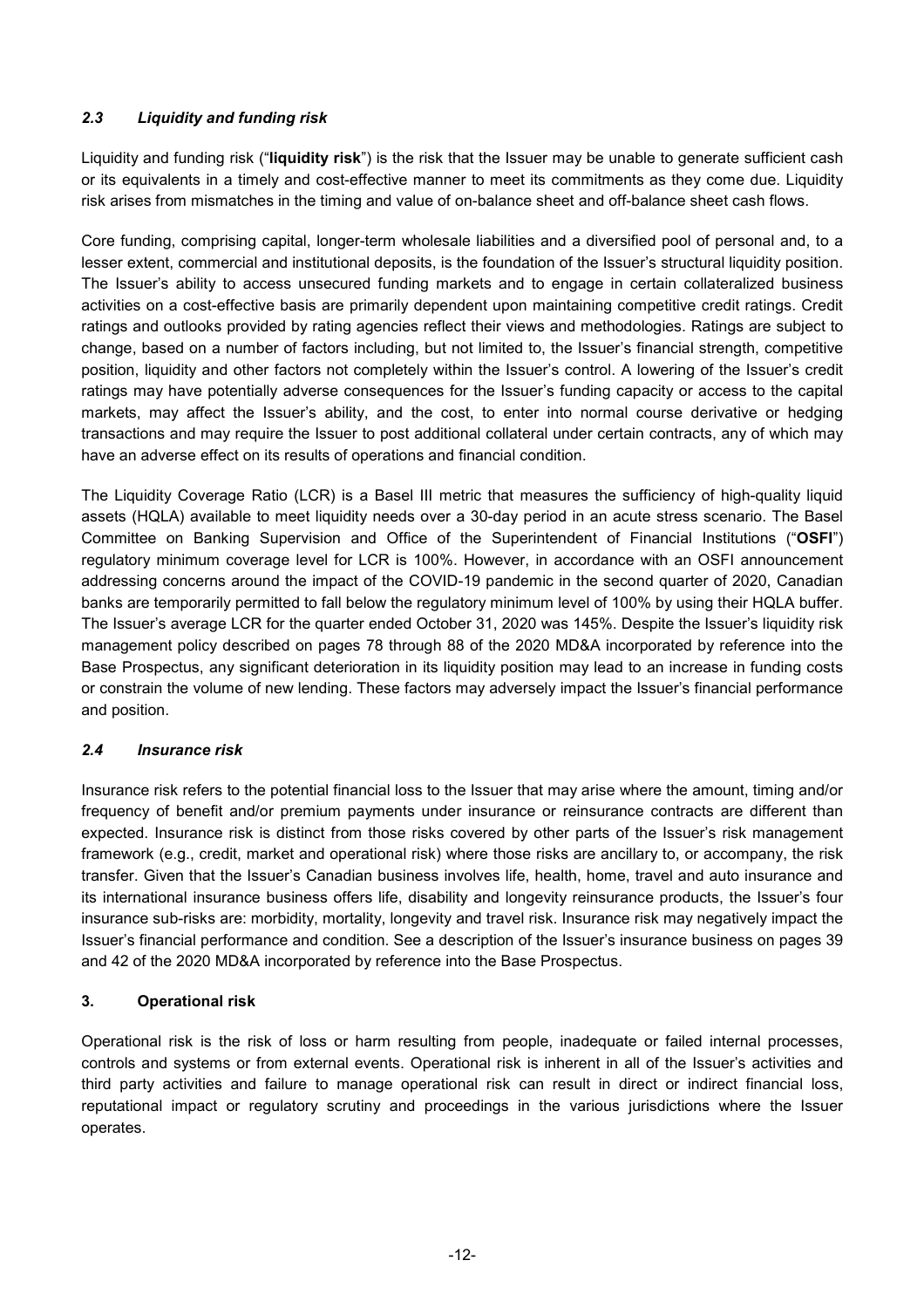### *2.3 Liquidity and funding risk*

Liquidity and funding risk ("**liquidity risk**") is the risk that the Issuer may be unable to generate sufficient cash or its equivalents in a timely and cost-effective manner to meet its commitments as they come due. Liquidity risk arises from mismatches in the timing and value of on-balance sheet and off-balance sheet cash flows.

Core funding, comprising capital, longer-term wholesale liabilities and a diversified pool of personal and, to a lesser extent, commercial and institutional deposits, is the foundation of the Issuer's structural liquidity position. The Issuer's ability to access unsecured funding markets and to engage in certain collateralized business activities on a cost-effective basis are primarily dependent upon maintaining competitive credit ratings. Credit ratings and outlooks provided by rating agencies reflect their views and methodologies. Ratings are subject to change, based on a number of factors including, but not limited to, the Issuer's financial strength, competitive position, liquidity and other factors not completely within the Issuer's control. A lowering of the Issuer's credit ratings may have potentially adverse consequences for the Issuer's funding capacity or access to the capital markets, may affect the Issuer's ability, and the cost, to enter into normal course derivative or hedging transactions and may require the Issuer to post additional collateral under certain contracts, any of which may have an adverse effect on its results of operations and financial condition.

The Liquidity Coverage Ratio (LCR) is a Basel III metric that measures the sufficiency of high-quality liquid assets (HQLA) available to meet liquidity needs over a 30-day period in an acute stress scenario. The Basel Committee on Banking Supervision and Office of the Superintendent of Financial Institutions ("**OSFI**") regulatory minimum coverage level for LCR is 100%. However, in accordance with an OSFI announcement addressing concerns around the impact of the COVID-19 pandemic in the second quarter of 2020, Canadian banks are temporarily permitted to fall below the regulatory minimum level of 100% by using their HQLA buffer. The Issuer's average LCR for the quarter ended October 31, 2020 was 145%. Despite the Issuer's liquidity risk management policy described on pages 78 through 88 of the 2020 MD&A incorporated by reference into the Base Prospectus, any significant deterioration in its liquidity position may lead to an increase in funding costs or constrain the volume of new lending. These factors may adversely impact the Issuer's financial performance and position.

### *2.4 Insurance risk*

Insurance risk refers to the potential financial loss to the Issuer that may arise where the amount, timing and/or frequency of benefit and/or premium payments under insurance or reinsurance contracts are different than expected. Insurance risk is distinct from those risks covered by other parts of the Issuer's risk management framework (e.g., credit, market and operational risk) where those risks are ancillary to, or accompany, the risk transfer. Given that the Issuer's Canadian business involves life, health, home, travel and auto insurance and its international insurance business offers life, disability and longevity reinsurance products, the Issuer's four insurance sub-risks are: morbidity, mortality, longevity and travel risk. Insurance risk may negatively impact the Issuer's financial performance and condition. See a description of the Issuer's insurance business on pages 39 and 42 of the 2020 MD&A incorporated by reference into the Base Prospectus.

## 3. Operational risk

Operational risk is the risk of loss or harm resulting from people, inadequate or failed internal processes, controls and systems or from external events. Operational risk is inherent in all of the Issuer's activities and third party activities and failure to manage operational risk can result in direct or indirect financial loss, reputational impact or regulatory scrutiny and proceedings in the various jurisdictions where the Issuer operates.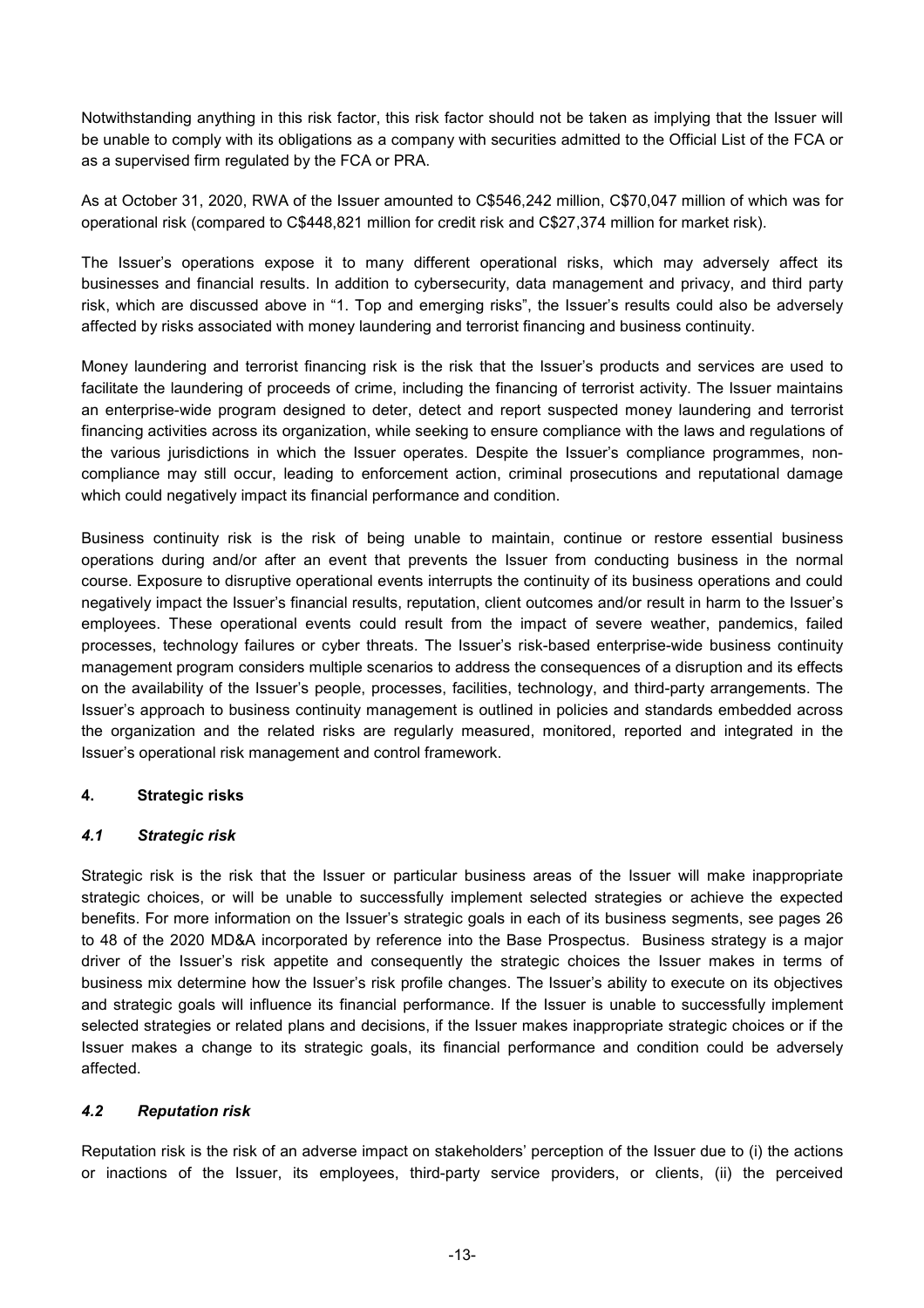Notwithstanding anything in this risk factor, this risk factor should not be taken as implying that the Issuer will be unable to comply with its obligations as a company with securities admitted to the Official List of the FCA or as a supervised firm regulated by the FCA or PRA.

As at October 31, 2020, RWA of the Issuer amounted to C$546,242 million, C$70,047 million of which was for operational risk (compared to C$448,821 million for credit risk and C$27,374 million for market risk).

The Issuer's operations expose it to many different operational risks, which may adversely affect its businesses and financial results. In addition to cybersecurity, data management and privacy, and third party risk, which are discussed above in "1. Top and emerging risks", the Issuer's results could also be adversely affected by risks associated with money laundering and terrorist financing and business continuity.

Money laundering and terrorist financing risk is the risk that the Issuer's products and services are used to facilitate the laundering of proceeds of crime, including the financing of terrorist activity. The Issuer maintains an enterprise-wide program designed to deter, detect and report suspected money laundering and terrorist financing activities across its organization, while seeking to ensure compliance with the laws and regulations of the various jurisdictions in which the Issuer operates. Despite the Issuer's compliance programmes, non-compliance may still occur, leading to enforcement action, criminal prosecutions and reputational damage which could negatively impact its financial performance and condition.

Business continuity risk is the risk of being unable to maintain, continue or restore essential business operations during and/or after an event that prevents the Issuer from conducting business in the normal course. Exposure to disruptive operational events interrupts the continuity of its business operations and could negatively impact the Issuer's financial results, reputation, client outcomes and/or result in harm to the Issuer's employees. These operational events could result from the impact of severe weather, pandemics, failed processes, technology failures or cyber threats. The Issuer's risk-based enterprise-wide business continuity management program considers multiple scenarios to address the consequences of a disruption and its effects on the availability of the Issuer's people, processes, facilities, technology, and third-party arrangements. The Issuer's approach to business continuity management is outlined in policies and standards embedded across the organization and the related risks are regularly measured, monitored, reported and integrated in the Issuer's operational risk management and control framework.

## 4. Strategic risks

### *4.1 Strategic risk*

Strategic risk is the risk that the Issuer or particular business areas of the Issuer will make inappropriate strategic choices, or will be unable to successfully implement selected strategies or achieve the expected benefits. For more information on the Issuer's strategic goals in each of its business segments, see pages 26 to 48 of the 2020 MD&A incorporated by reference into the Base Prospectus. Business strategy is a major driver of the Issuer's risk appetite and consequently the strategic choices the Issuer makes in terms of business mix determine how the Issuer's risk profile changes. The Issuer's ability to execute on its objectives and strategic goals will influence its financial performance. If the Issuer is unable to successfully implement selected strategies or related plans and decisions, if the Issuer makes inappropriate strategic choices or if the Issuer makes a change to its strategic goals, its financial performance and condition could be adversely affected.

### *4.2 Reputation risk*

Reputation risk is the risk of an adverse impact on stakeholders' perception of the Issuer due to (i) the actions or inactions of the Issuer, its employees, third-party service providers, or clients, (ii) the perceived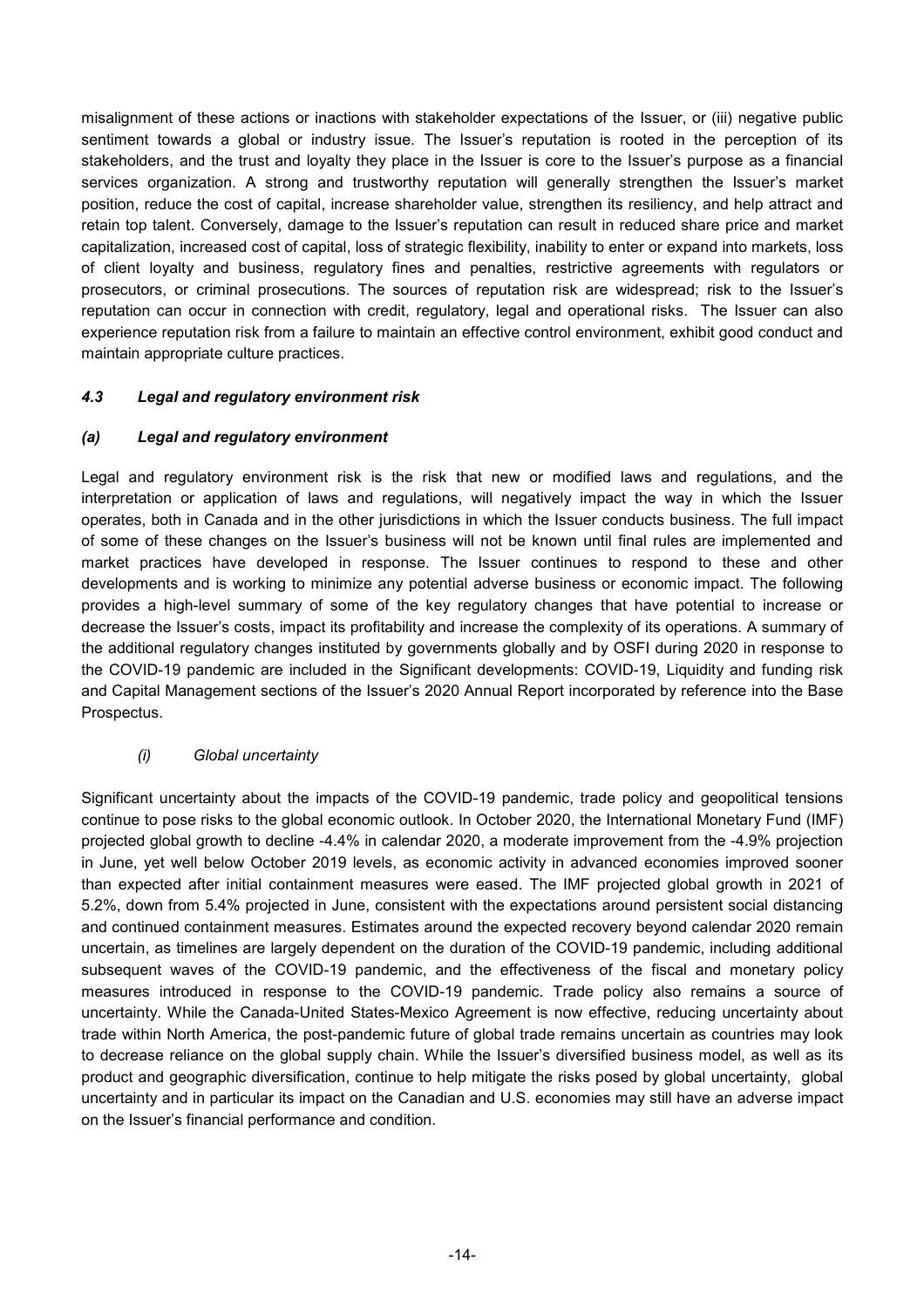misalignment of these actions or inactions with stakeholder expectations of the Issuer, or (iii) negative public sentiment towards a global or industry issue. The Issuer's reputation is rooted in the perception of its stakeholders, and the trust and loyalty they place in the Issuer is core to the Issuer's purpose as a financial services organization. A strong and trustworthy reputation will generally strengthen the Issuer's market position, reduce the cost of capital, increase shareholder value, strengthen its resiliency, and help attract and retain top talent. Conversely, damage to the Issuer's reputation can result in reduced share price and market capitalization, increased cost of capital, loss of strategic flexibility, inability to enter or expand into markets, loss of client loyalty and business, regulatory fines and penalties, restrictive agreements with regulators or prosecutors, or criminal prosecutions. The sources of reputation risk are widespread; risk to the Issuer's reputation can occur in connection with credit, regulatory, legal and operational risks. The Issuer can also experience reputation risk from a failure to maintain an effective control environment, exhibit good conduct and maintain appropriate culture practices.

### *4.3 Legal and regulatory environment risk*

#### *(a) Legal and regulatory environment*

Legal and regulatory environment risk is the risk that new or modified laws and regulations, and the interpretation or application of laws and regulations, will negatively impact the way in which the Issuer operates, both in Canada and in the other jurisdictions in which the Issuer conducts business. The full impact of some of these changes on the Issuer's business will not be known until final rules are implemented and market practices have developed in response. The Issuer continues to respond to these and other developments and is working to minimize any potential adverse business or economic impact. The following provides a high-level summary of some of the key regulatory changes that have potential to increase or decrease the Issuer's costs, impact its profitability and increase the complexity of its operations. A summary of the additional regulatory changes instituted by governments globally and by OSFI during 2020 in response to the COVID-19 pandemic are included in the Significant developments: COVID-19, Liquidity and funding risk and Capital Management sections of the Issuer's 2020 Annual Report incorporated by reference into the Base Prospectus.

##### *(i) Global uncertainty*

Significant uncertainty about the impacts of the COVID-19 pandemic, trade policy and geopolitical tensions continue to pose risks to the global economic outlook. In October 2020, the International Monetary Fund (IMF) projected global growth to decline -4.4% in calendar 2020, a moderate improvement from the -4.9% projection in June, yet well below October 2019 levels, as economic activity in advanced economies improved sooner than expected after initial containment measures were eased. The IMF projected global growth in 2021 of 5.2%, down from 5.4% projected in June, consistent with the expectations around persistent social distancing and continued containment measures. Estimates around the expected recovery beyond calendar 2020 remain uncertain, as timelines are largely dependent on the duration of the COVID-19 pandemic, including additional subsequent waves of the COVID-19 pandemic, and the effectiveness of the fiscal and monetary policy measures introduced in response to the COVID-19 pandemic. Trade policy also remains a source of uncertainty. While the Canada-United States-Mexico Agreement is now effective, reducing uncertainty about trade within North America, the post-pandemic future of global trade remains uncertain as countries may look to decrease reliance on the global supply chain. While the Issuer's diversified business model, as well as its product and geographic diversification, continue to help mitigate the risks posed by global uncertainty, global uncertainty and in particular its impact on the Canadian and U.S. economies may still have an adverse impact on the Issuer's financial performance and condition.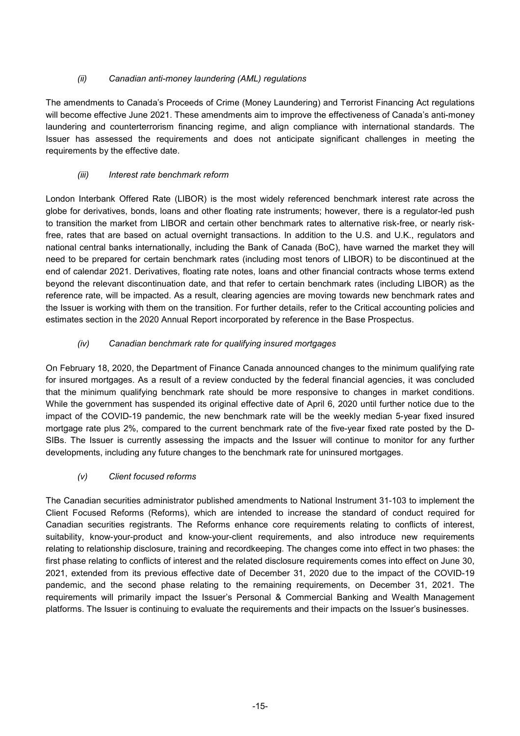*(ii) Canadian anti-money laundering (AML) regulations*

The amendments to Canada's Proceeds of Crime (Money Laundering) and Terrorist Financing Act regulations will become effective June 2021. These amendments aim to improve the effectiveness of Canada's anti-money laundering and counterterrorism financing regime, and align compliance with international standards. The Issuer has assessed the requirements and does not anticipate significant challenges in meeting the requirements by the effective date.

*(iii) Interest rate benchmark reform*

London Interbank Offered Rate (LIBOR) is the most widely referenced benchmark interest rate across the globe for derivatives, bonds, loans and other floating rate instruments; however, there is a regulator-led push to transition the market from LIBOR and certain other benchmark rates to alternative risk-free, or nearly risk-free, rates that are based on actual overnight transactions. In addition to the U.S. and U.K., regulators and national central banks internationally, including the Bank of Canada (BoC), have warned the market they will need to be prepared for certain benchmark rates (including most tenors of LIBOR) to be discontinued at the end of calendar 2021. Derivatives, floating rate notes, loans and other financial contracts whose terms extend beyond the relevant discontinuation date, and that refer to certain benchmark rates (including LIBOR) as the reference rate, will be impacted. As a result, clearing agencies are moving towards new benchmark rates and the Issuer is working with them on the transition. For further details, refer to the Critical accounting policies and estimates section in the 2020 Annual Report incorporated by reference in the Base Prospectus.

*(iv) Canadian benchmark rate for qualifying insured mortgages*

On February 18, 2020, the Department of Finance Canada announced changes to the minimum qualifying rate for insured mortgages. As a result of a review conducted by the federal financial agencies, it was concluded that the minimum qualifying benchmark rate should be more responsive to changes in market conditions. While the government has suspended its original effective date of April 6, 2020 until further notice due to the impact of the COVID-19 pandemic, the new benchmark rate will be the weekly median 5-year fixed insured mortgage rate plus 2%, compared to the current benchmark rate of the five-year fixed rate posted by the D-SIBs. The Issuer is currently assessing the impacts and the Issuer will continue to monitor for any further developments, including any future changes to the benchmark rate for uninsured mortgages.

*(v) Client focused reforms*

The Canadian securities administrator published amendments to National Instrument 31-103 to implement the Client Focused Reforms (Reforms), which are intended to increase the standard of conduct required for Canadian securities registrants. The Reforms enhance core requirements relating to conflicts of interest, suitability, know-your-product and know-your-client requirements, and also introduce new requirements relating to relationship disclosure, training and recordkeeping. The changes come into effect in two phases: the first phase relating to conflicts of interest and the related disclosure requirements comes into effect on June 30, 2021, extended from its previous effective date of December 31, 2020 due to the impact of the COVID-19 pandemic, and the second phase relating to the remaining requirements, on December 31, 2021. The requirements will primarily impact the Issuer's Personal & Commercial Banking and Wealth Management platforms. The Issuer is continuing to evaluate the requirements and their impacts on the Issuer's businesses.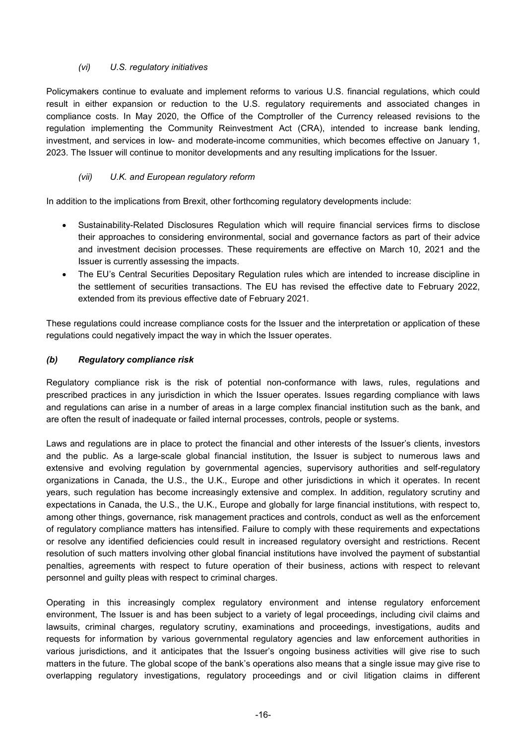*(vi) U.S. regulatory initiatives*

Policymakers continue to evaluate and implement reforms to various U.S. financial regulations, which could result in either expansion or reduction to the U.S. regulatory requirements and associated changes in compliance costs. In May 2020, the Office of the Comptroller of the Currency released revisions to the regulation implementing the Community Reinvestment Act (CRA), intended to increase bank lending, investment, and services in low- and moderate-income communities, which becomes effective on January 1, 2023. The Issuer will continue to monitor developments and any resulting implications for the Issuer.

*(vii) U.K. and European regulatory reform*

In addition to the implications from Brexit, other forthcoming regulatory developments include:

- Sustainability-Related Disclosures Regulation which will require financial services firms to disclose their approaches to considering environmental, social and governance factors as part of their advice and investment decision processes. These requirements are effective on March 10, 2021 and the Issuer is currently assessing the impacts.
- The EU's Central Securities Depositary Regulation rules which are intended to increase discipline in the settlement of securities transactions. The EU has revised the effective date to February 2022, extended from its previous effective date of February 2021.

These regulations could increase compliance costs for the Issuer and the interpretation or application of these regulations could negatively impact the way in which the Issuer operates.

### *(b) Regulatory compliance risk*

Regulatory compliance risk is the risk of potential non-conformance with laws, rules, regulations and prescribed practices in any jurisdiction in which the Issuer operates. Issues regarding compliance with laws and regulations can arise in a number of areas in a large complex financial institution such as the bank, and are often the result of inadequate or failed internal processes, controls, people or systems.

Laws and regulations are in place to protect the financial and other interests of the Issuer's clients, investors and the public. As a large-scale global financial institution, the Issuer is subject to numerous laws and extensive and evolving regulation by governmental agencies, supervisory authorities and self-regulatory organizations in Canada, the U.S., the U.K., Europe and other jurisdictions in which it operates. In recent years, such regulation has become increasingly extensive and complex. In addition, regulatory scrutiny and expectations in Canada, the U.S., the U.K., Europe and globally for large financial institutions, with respect to, among other things, governance, risk management practices and controls, conduct as well as the enforcement of regulatory compliance matters has intensified. Failure to comply with these requirements and expectations or resolve any identified deficiencies could result in increased regulatory oversight and restrictions. Recent resolution of such matters involving other global financial institutions have involved the payment of substantial penalties, agreements with respect to future operation of their business, actions with respect to relevant personnel and guilty pleas with respect to criminal charges.

Operating in this increasingly complex regulatory environment and intense regulatory enforcement environment, The Issuer is and has been subject to a variety of legal proceedings, including civil claims and lawsuits, criminal charges, regulatory scrutiny, examinations and proceedings, investigations, audits and requests for information by various governmental regulatory agencies and law enforcement authorities in various jurisdictions, and it anticipates that the Issuer's ongoing business activities will give rise to such matters in the future. The global scope of the bank's operations also means that a single issue may give rise to overlapping regulatory investigations, regulatory proceedings and or civil litigation claims in different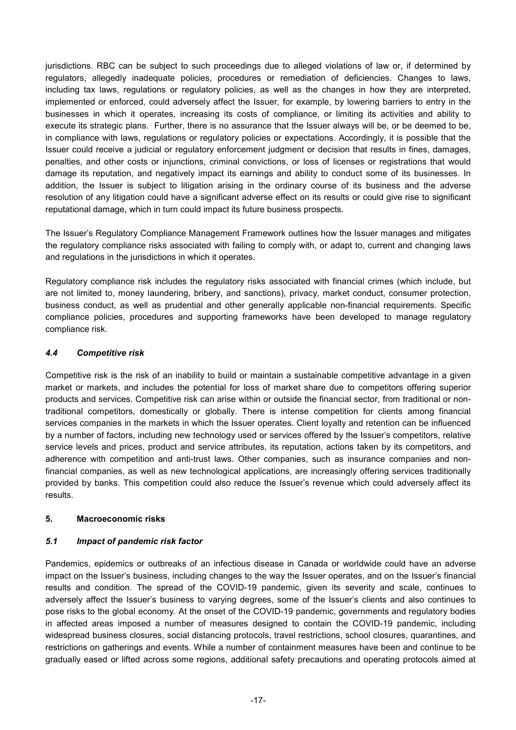jurisdictions. RBC can be subject to such proceedings due to alleged violations of law or, if determined by regulators, allegedly inadequate policies, procedures or remediation of deficiencies. Changes to laws, including tax laws, regulations or regulatory policies, as well as the changes in how they are interpreted, implemented or enforced, could adversely affect the Issuer, for example, by lowering barriers to entry in the businesses in which it operates, increasing its costs of compliance, or limiting its activities and ability to execute its strategic plans. Further, there is no assurance that the Issuer always will be, or be deemed to be, in compliance with laws, regulations or regulatory policies or expectations. Accordingly, it is possible that the Issuer could receive a judicial or regulatory enforcement judgment or decision that results in fines, damages, penalties, and other costs or injunctions, criminal convictions, or loss of licenses or registrations that would damage its reputation, and negatively impact its earnings and ability to conduct some of its businesses. In addition, the Issuer is subject to litigation arising in the ordinary course of its business and the adverse resolution of any litigation could have a significant adverse effect on its results or could give rise to significant reputational damage, which in turn could impact its future business prospects.

The Issuer's Regulatory Compliance Management Framework outlines how the Issuer manages and mitigates the regulatory compliance risks associated with failing to comply with, or adapt to, current and changing laws and regulations in the jurisdictions in which it operates.

Regulatory compliance risk includes the regulatory risks associated with financial crimes (which include, but are not limited to, money laundering, bribery, and sanctions), privacy, market conduct, consumer protection, business conduct, as well as prudential and other generally applicable non-financial requirements. Specific compliance policies, procedures and supporting frameworks have been developed to manage regulatory compliance risk.

### *4.4 Competitive risk*

Competitive risk is the risk of an inability to build or maintain a sustainable competitive advantage in a given market or markets, and includes the potential for loss of market share due to competitors offering superior products and services. Competitive risk can arise within or outside the financial sector, from traditional or non-traditional competitors, domestically or globally. There is intense competition for clients among financial services companies in the markets in which the Issuer operates. Client loyalty and retention can be influenced by a number of factors, including new technology used or services offered by the Issuer's competitors, relative service levels and prices, product and service attributes, its reputation, actions taken by its competitors, and adherence with competition and anti-trust laws. Other companies, such as insurance companies and non-financial companies, as well as new technological applications, are increasingly offering services traditionally provided by banks. This competition could also reduce the Issuer's revenue which could adversely affect its results.

## 5. Macroeconomic risks

### *5.1 Impact of pandemic risk factor*

Pandemics, epidemics or outbreaks of an infectious disease in Canada or worldwide could have an adverse impact on the Issuer's business, including changes to the way the Issuer operates, and on the Issuer's financial results and condition. The spread of the COVID-19 pandemic, given its severity and scale, continues to adversely affect the Issuer's business to varying degrees, some of the Issuer's clients and also continues to pose risks to the global economy. At the onset of the COVID-19 pandemic, governments and regulatory bodies in affected areas imposed a number of measures designed to contain the COVID-19 pandemic, including widespread business closures, social distancing protocols, travel restrictions, school closures, quarantines, and restrictions on gatherings and events. While a number of containment measures have been and continue to be gradually eased or lifted across some regions, additional safety precautions and operating protocols aimed at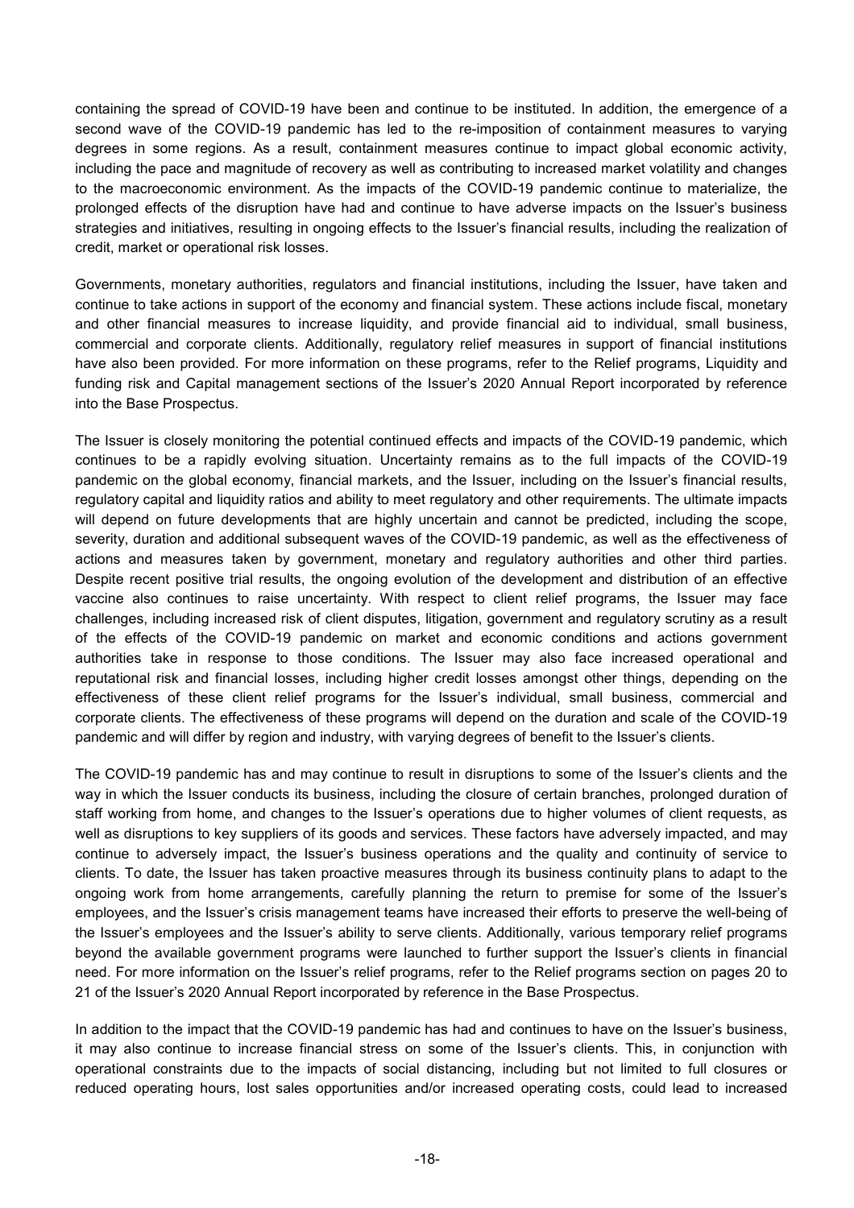containing the spread of COVID-19 have been and continue to be instituted. In addition, the emergence of a second wave of the COVID-19 pandemic has led to the re-imposition of containment measures to varying degrees in some regions. As a result, containment measures continue to impact global economic activity, including the pace and magnitude of recovery as well as contributing to increased market volatility and changes to the macroeconomic environment. As the impacts of the COVID-19 pandemic continue to materialize, the prolonged effects of the disruption have had and continue to have adverse impacts on the Issuer's business strategies and initiatives, resulting in ongoing effects to the Issuer's financial results, including the realization of credit, market or operational risk losses.

Governments, monetary authorities, regulators and financial institutions, including the Issuer, have taken and continue to take actions in support of the economy and financial system. These actions include fiscal, monetary and other financial measures to increase liquidity, and provide financial aid to individual, small business, commercial and corporate clients. Additionally, regulatory relief measures in support of financial institutions have also been provided. For more information on these programs, refer to the Relief programs, Liquidity and funding risk and Capital management sections of the Issuer's 2020 Annual Report incorporated by reference into the Base Prospectus.

The Issuer is closely monitoring the potential continued effects and impacts of the COVID-19 pandemic, which continues to be a rapidly evolving situation. Uncertainty remains as to the full impacts of the COVID-19 pandemic on the global economy, financial markets, and the Issuer, including on the Issuer's financial results, regulatory capital and liquidity ratios and ability to meet regulatory and other requirements. The ultimate impacts will depend on future developments that are highly uncertain and cannot be predicted, including the scope, severity, duration and additional subsequent waves of the COVID-19 pandemic, as well as the effectiveness of actions and measures taken by government, monetary and regulatory authorities and other third parties. Despite recent positive trial results, the ongoing evolution of the development and distribution of an effective vaccine also continues to raise uncertainty. With respect to client relief programs, the Issuer may face challenges, including increased risk of client disputes, litigation, government and regulatory scrutiny as a result of the effects of the COVID-19 pandemic on market and economic conditions and actions government authorities take in response to those conditions. The Issuer may also face increased operational and reputational risk and financial losses, including higher credit losses amongst other things, depending on the effectiveness of these client relief programs for the Issuer's individual, small business, commercial and corporate clients. The effectiveness of these programs will depend on the duration and scale of the COVID-19 pandemic and will differ by region and industry, with varying degrees of benefit to the Issuer's clients.

The COVID-19 pandemic has and may continue to result in disruptions to some of the Issuer's clients and the way in which the Issuer conducts its business, including the closure of certain branches, prolonged duration of staff working from home, and changes to the Issuer's operations due to higher volumes of client requests, as well as disruptions to key suppliers of its goods and services. These factors have adversely impacted, and may continue to adversely impact, the Issuer's business operations and the quality and continuity of service to clients. To date, the Issuer has taken proactive measures through its business continuity plans to adapt to the ongoing work from home arrangements, carefully planning the return to premise for some of the Issuer's employees, and the Issuer's crisis management teams have increased their efforts to preserve the well-being of the Issuer's employees and the Issuer's ability to serve clients. Additionally, various temporary relief programs beyond the available government programs were launched to further support the Issuer's clients in financial need. For more information on the Issuer's relief programs, refer to the Relief programs section on pages 20 to 21 of the Issuer's 2020 Annual Report incorporated by reference in the Base Prospectus.

In addition to the impact that the COVID-19 pandemic has had and continues to have on the Issuer's business, it may also continue to increase financial stress on some of the Issuer's clients. This, in conjunction with operational constraints due to the impacts of social distancing, including but not limited to full closures or reduced operating hours, lost sales opportunities and/or increased operating costs, could lead to increased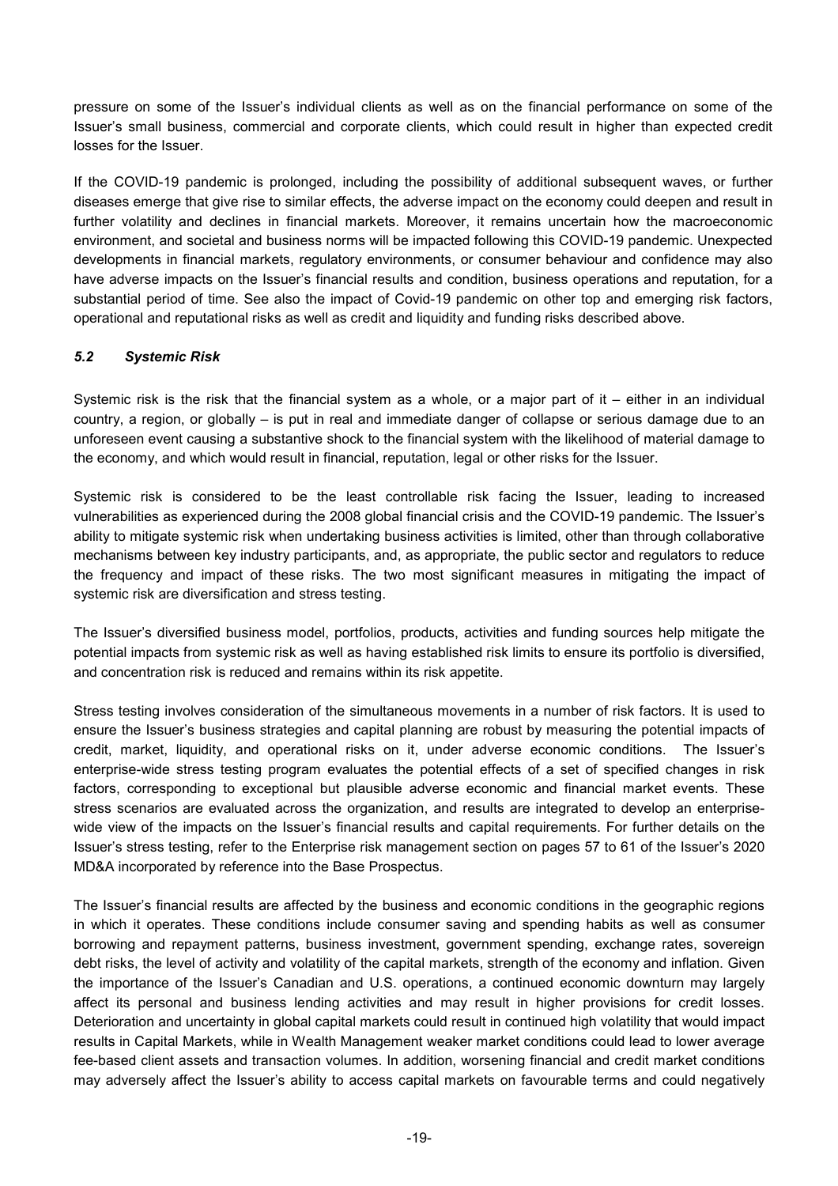pressure on some of the Issuer's individual clients as well as on the financial performance on some of the Issuer's small business, commercial and corporate clients, which could result in higher than expected credit losses for the Issuer.

If the COVID-19 pandemic is prolonged, including the possibility of additional subsequent waves, or further diseases emerge that give rise to similar effects, the adverse impact on the economy could deepen and result in further volatility and declines in financial markets. Moreover, it remains uncertain how the macroeconomic environment, and societal and business norms will be impacted following this COVID-19 pandemic. Unexpected developments in financial markets, regulatory environments, or consumer behaviour and confidence may also have adverse impacts on the Issuer's financial results and condition, business operations and reputation, for a substantial period of time. See also the impact of Covid-19 pandemic on other top and emerging risk factors, operational and reputational risks as well as credit and liquidity and funding risks described above.

### *5.2 Systemic Risk*

Systemic risk is the risk that the financial system as a whole, or a major part of it – either in an individual country, a region, or globally – is put in real and immediate danger of collapse or serious damage due to an unforeseen event causing a substantive shock to the financial system with the likelihood of material damage to the economy, and which would result in financial, reputation, legal or other risks for the Issuer.

Systemic risk is considered to be the least controllable risk facing the Issuer, leading to increased vulnerabilities as experienced during the 2008 global financial crisis and the COVID-19 pandemic. The Issuer's ability to mitigate systemic risk when undertaking business activities is limited, other than through collaborative mechanisms between key industry participants, and, as appropriate, the public sector and regulators to reduce the frequency and impact of these risks. The two most significant measures in mitigating the impact of systemic risk are diversification and stress testing.

The Issuer's diversified business model, portfolios, products, activities and funding sources help mitigate the potential impacts from systemic risk as well as having established risk limits to ensure its portfolio is diversified, and concentration risk is reduced and remains within its risk appetite.

Stress testing involves consideration of the simultaneous movements in a number of risk factors. It is used to ensure the Issuer's business strategies and capital planning are robust by measuring the potential impacts of credit, market, liquidity, and operational risks on it, under adverse economic conditions. The Issuer's enterprise-wide stress testing program evaluates the potential effects of a set of specified changes in risk factors, corresponding to exceptional but plausible adverse economic and financial market events. These stress scenarios are evaluated across the organization, and results are integrated to develop an enterprise-wide view of the impacts on the Issuer's financial results and capital requirements. For further details on the Issuer's stress testing, refer to the Enterprise risk management section on pages 57 to 61 of the Issuer's 2020 MD&A incorporated by reference into the Base Prospectus.

The Issuer's financial results are affected by the business and economic conditions in the geographic regions in which it operates. These conditions include consumer saving and spending habits as well as consumer borrowing and repayment patterns, business investment, government spending, exchange rates, sovereign debt risks, the level of activity and volatility of the capital markets, strength of the economy and inflation. Given the importance of the Issuer's Canadian and U.S. operations, a continued economic downturn may largely affect its personal and business lending activities and may result in higher provisions for credit losses. Deterioration and uncertainty in global capital markets could result in continued high volatility that would impact results in Capital Markets, while in Wealth Management weaker market conditions could lead to lower average fee-based client assets and transaction volumes. In addition, worsening financial and credit market conditions may adversely affect the Issuer's ability to access capital markets on favourable terms and could negatively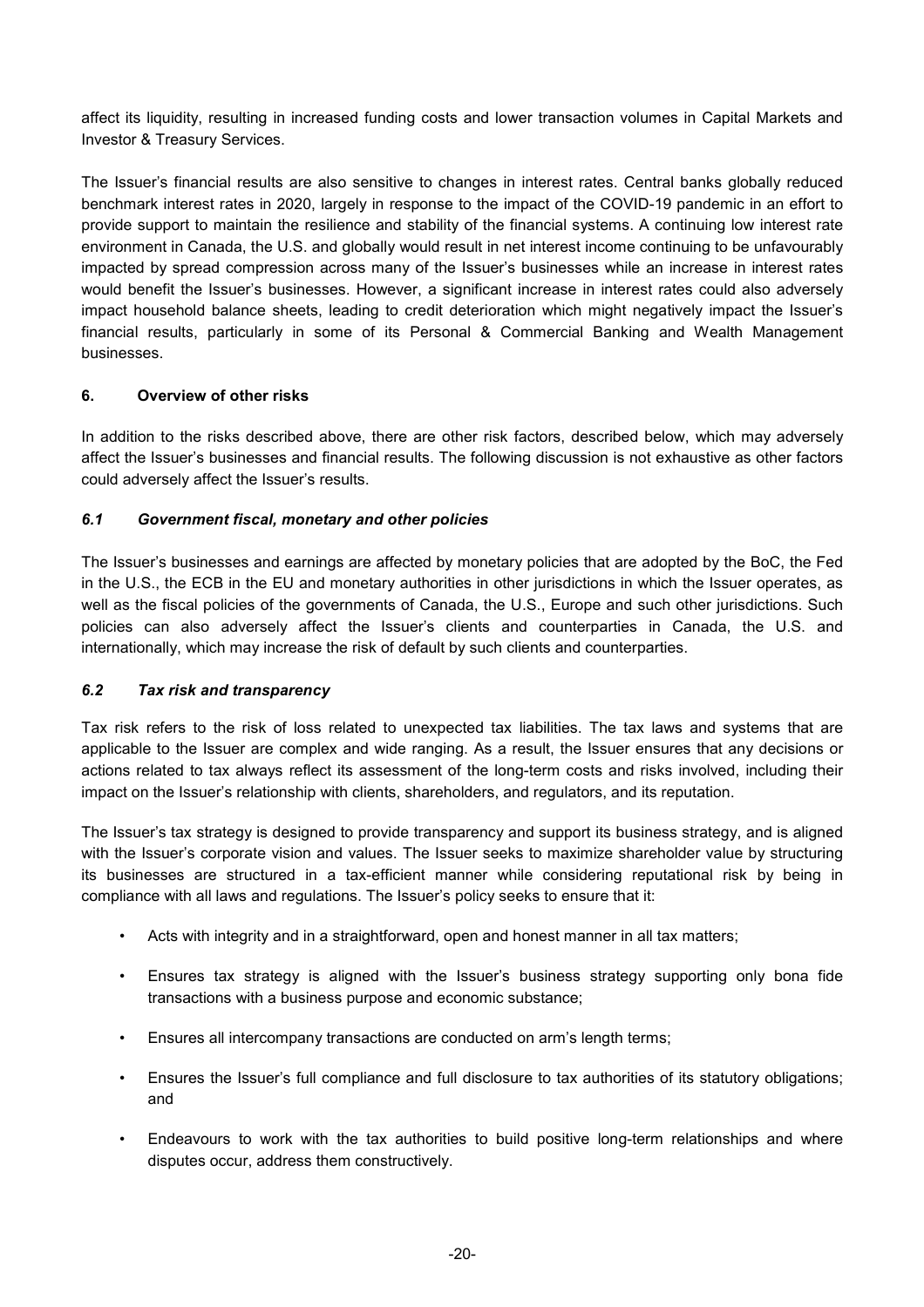affect its liquidity, resulting in increased funding costs and lower transaction volumes in Capital Markets and Investor & Treasury Services.

The Issuer's financial results are also sensitive to changes in interest rates. Central banks globally reduced benchmark interest rates in 2020, largely in response to the impact of the COVID-19 pandemic in an effort to provide support to maintain the resilience and stability of the financial systems. A continuing low interest rate environment in Canada, the U.S. and globally would result in net interest income continuing to be unfavourably impacted by spread compression across many of the Issuer's businesses while an increase in interest rates would benefit the Issuer's businesses. However, a significant increase in interest rates could also adversely impact household balance sheets, leading to credit deterioration which might negatively impact the Issuer's financial results, particularly in some of its Personal & Commercial Banking and Wealth Management businesses.

## 6. Overview of other risks

In addition to the risks described above, there are other risk factors, described below, which may adversely affect the Issuer's businesses and financial results. The following discussion is not exhaustive as other factors could adversely affect the Issuer's results.

### *6.1 Government fiscal, monetary and other policies*

The Issuer's businesses and earnings are affected by monetary policies that are adopted by the BoC, the Fed in the U.S., the ECB in the EU and monetary authorities in other jurisdictions in which the Issuer operates, as well as the fiscal policies of the governments of Canada, the U.S., Europe and such other jurisdictions. Such policies can also adversely affect the Issuer's clients and counterparties in Canada, the U.S. and internationally, which may increase the risk of default by such clients and counterparties.

### *6.2 Tax risk and transparency*

Tax risk refers to the risk of loss related to unexpected tax liabilities. The tax laws and systems that are applicable to the Issuer are complex and wide ranging. As a result, the Issuer ensures that any decisions or actions related to tax always reflect its assessment of the long-term costs and risks involved, including their impact on the Issuer's relationship with clients, shareholders, and regulators, and its reputation.

The Issuer's tax strategy is designed to provide transparency and support its business strategy, and is aligned with the Issuer's corporate vision and values. The Issuer seeks to maximize shareholder value by structuring its businesses are structured in a tax-efficient manner while considering reputational risk by being in compliance with all laws and regulations. The Issuer's policy seeks to ensure that it:

- Acts with integrity and in a straightforward, open and honest manner in all tax matters;
- Ensures tax strategy is aligned with the Issuer's business strategy supporting only bona fide transactions with a business purpose and economic substance;
- Ensures all intercompany transactions are conducted on arm's length terms;
- Ensures the Issuer's full compliance and full disclosure to tax authorities of its statutory obligations; and
- Endeavours to work with the tax authorities to build positive long-term relationships and where disputes occur, address them constructively.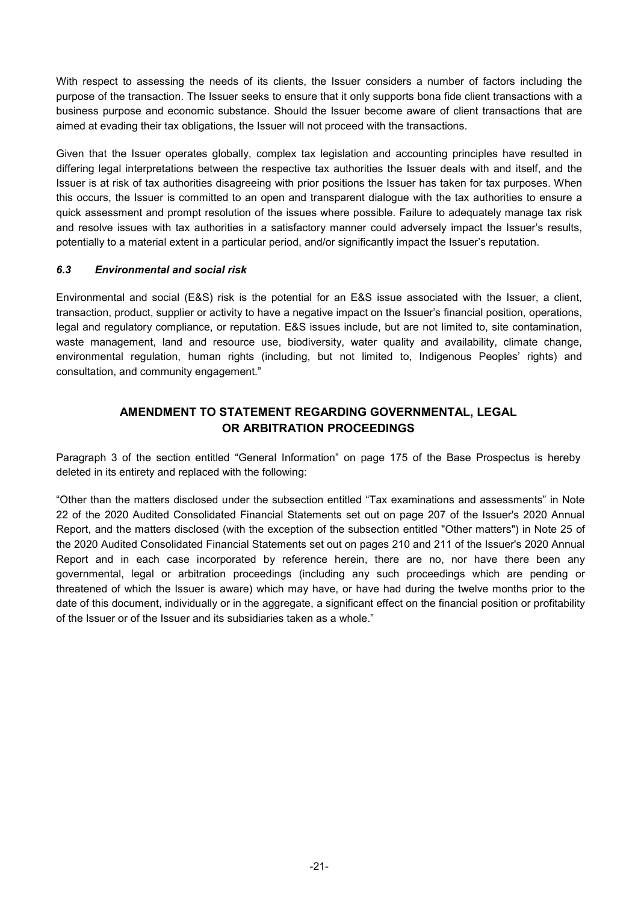With respect to assessing the needs of its clients, the Issuer considers a number of factors including the purpose of the transaction. The Issuer seeks to ensure that it only supports bona fide client transactions with a business purpose and economic substance. Should the Issuer become aware of client transactions that are aimed at evading their tax obligations, the Issuer will not proceed with the transactions.

Given that the Issuer operates globally, complex tax legislation and accounting principles have resulted in differing legal interpretations between the respective tax authorities the Issuer deals with and itself, and the Issuer is at risk of tax authorities disagreeing with prior positions the Issuer has taken for tax purposes. When this occurs, the Issuer is committed to an open and transparent dialogue with the tax authorities to ensure a quick assessment and prompt resolution of the issues where possible. Failure to adequately manage tax risk and resolve issues with tax authorities in a satisfactory manner could adversely impact the Issuer's results, potentially to a material extent in a particular period, and/or significantly impact the Issuer's reputation.

### *6.3 Environmental and social risk*

Environmental and social (E&S) risk is the potential for an E&S issue associated with the Issuer, a client, transaction, product, supplier or activity to have a negative impact on the Issuer's financial position, operations, legal and regulatory compliance, or reputation. E&S issues include, but are not limited to, site contamination, waste management, land and resource use, biodiversity, water quality and availability, climate change, environmental regulation, human rights (including, but not limited to, Indigenous Peoples' rights) and consultation, and community engagement."

## AMENDMENT TO STATEMENT REGARDING GOVERNMENTAL, LEGAL OR ARBITRATION PROCEEDINGS

Paragraph 3 of the section entitled "General Information" on page 175 of the Base Prospectus is hereby deleted in its entirety and replaced with the following:

"Other than the matters disclosed under the subsection entitled "Tax examinations and assessments" in Note 22 of the 2020 Audited Consolidated Financial Statements set out on page 207 of the Issuer's 2020 Annual Report, and the matters disclosed (with the exception of the subsection entitled "Other matters") in Note 25 of the 2020 Audited Consolidated Financial Statements set out on pages 210 and 211 of the Issuer's 2020 Annual Report and in each case incorporated by reference herein, there are no, nor have there been any governmental, legal or arbitration proceedings (including any such proceedings which are pending or threatened of which the Issuer is aware) which may have, or have had during the twelve months prior to the date of this document, individually or in the aggregate, a significant effect on the financial position or profitability of the Issuer or of the Issuer and its subsidiaries taken as a whole."